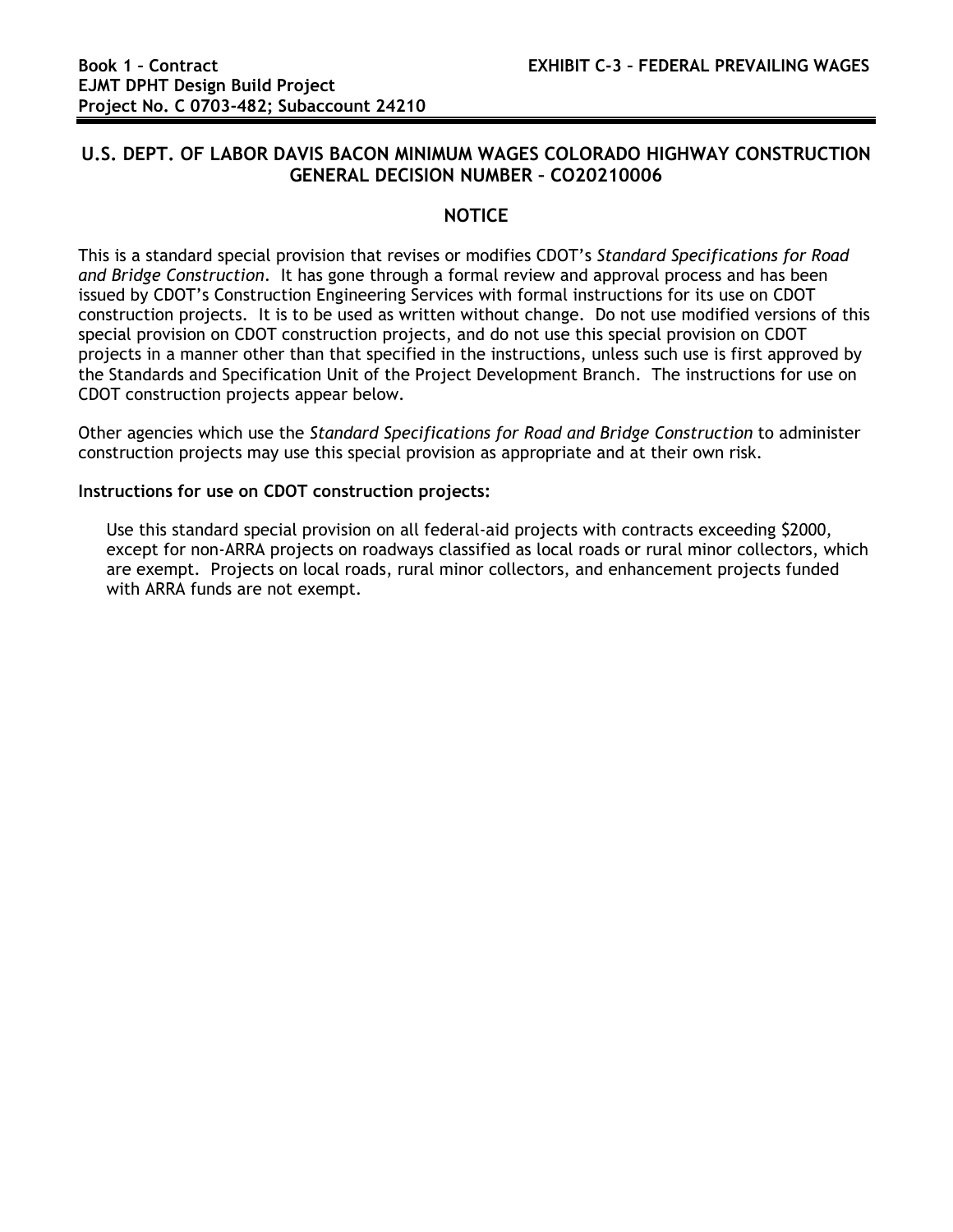## U.S. DEPT. OF LABOR DAVIS BACON MINIMUM WAGES COLORADO HIGHWAY CONSTRUCTION GENERAL DECISION NUMBER – CO20210006

### NOTICE

This is a standard special provision that revises or modifies CDOT's *Standard Specifications for Road and Bridge Construction*. It has gone through a formal review and approval process and has been issued by CDOT's Construction Engineering Services with formal instructions for its use on CDOT construction projects. It is to be used as written without change. Do not use modified versions of this special provision on CDOT construction projects, and do not use this special provision on CDOT projects in a manner other than that specified in the instructions, unless such use is first approved by the Standards and Specification Unit of the Project Development Branch. The instructions for use on CDOT construction projects appear below.

Other agencies which use the *Standard Specifications for Road and Bridge Construction* to administer construction projects may use this special provision as appropriate and at their own risk.

**Instructions for use on CDOT construction projects:**

Use this standard special provision on all federal-aid projects with contracts exceeding $2000, except for non-ARRA projects on roadways classified as local roads or rural minor collectors, which are exempt. Projects on local roads, rural minor collectors, and enhancement projects funded with ARRA funds are not exempt.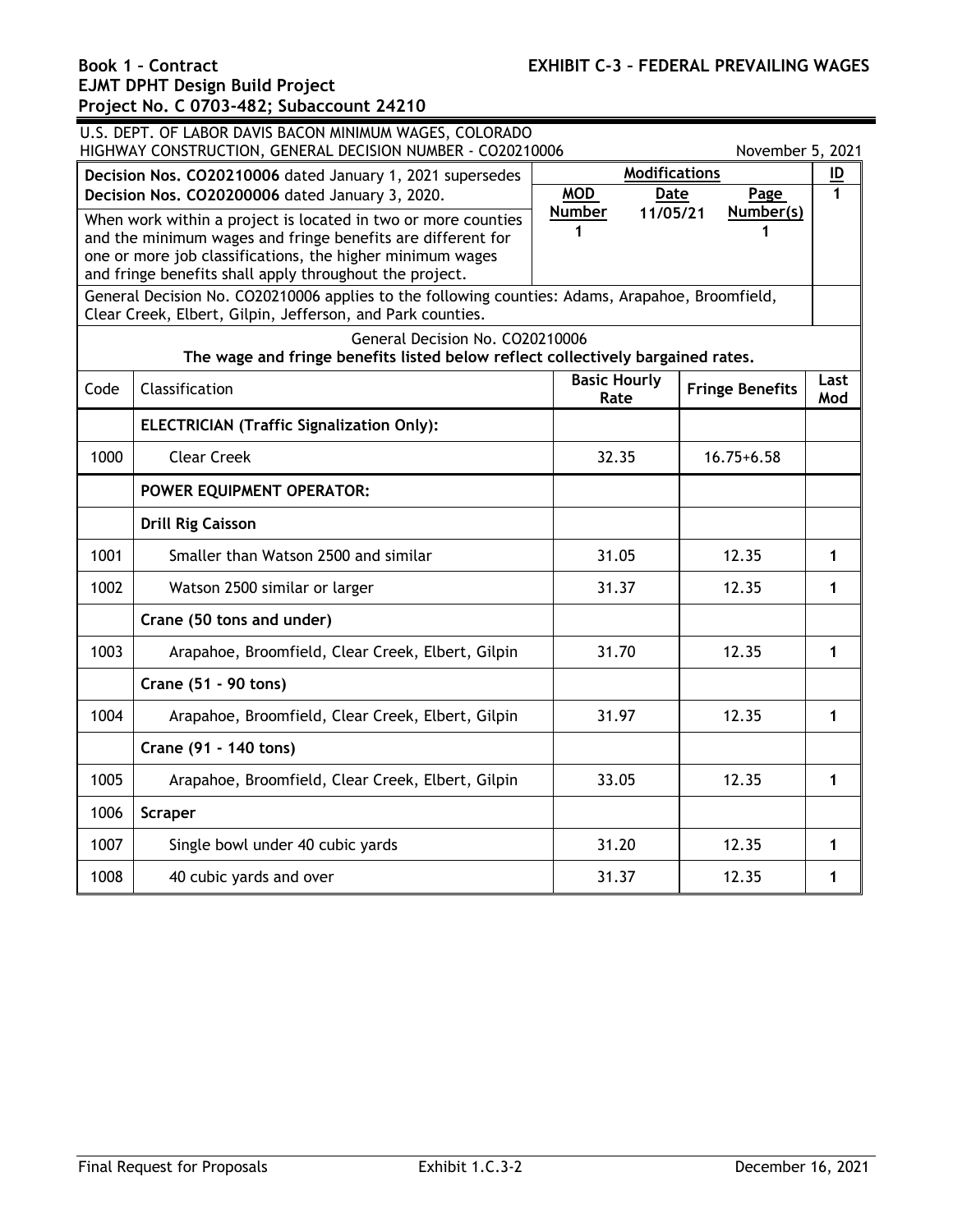U.S. DEPT. OF LABOR DAVIS BACON MINIMUM WAGES, COLORADO HIGHWAY CONSTRUCTION, GENERAL DECISION NUMBER - CO20210006 November 5, 2021

| **Decision Nos. CO20210006** dated January 1, 2021 supersedes **Decision Nos. CO20200006** dated January 3, 2020. | **Modifications** | | | **ID** |
|---|---|---|---|---|
| | **MOD Number** | **Date** | **Page Number(s)** | **1** |
| When work within a project is located in two or more counties and the minimum wages and fringe benefits are different for one or more job classifications, the higher minimum wages and fringe benefits shall apply throughout the project. | 1 | 11/05/21 | 1 | |
| General Decision No. CO20210006 applies to the following counties: Adams, Arapahoe, Broomfield, Clear Creek, Elbert, Gilpin, Jefferson, and Park counties. | | | | |

General Decision No. CO20210006

**The wage and fringe benefits listed below reflect collectively bargained rates.**

| Code | Classification | Basic Hourly Rate | Fringe Benefits | Last Mod |
|---|---|---|---|---|
| | **ELECTRICIAN (Traffic Signalization Only):** | | | |
| 1000 | Clear Creek | 32.35 | 16.75+6.58 | |
| | **POWER EQUIPMENT OPERATOR:** | | | |
| | **Drill Rig Caisson** | | | |
| 1001 | Smaller than Watson 2500 and similar | 31.05 | 12.35 | 1 |
| 1002 | Watson 2500 similar or larger | 31.37 | 12.35 | 1 |
| | **Crane (50 tons and under)** | | | |
| 1003 | Arapahoe, Broomfield, Clear Creek, Elbert, Gilpin | 31.70 | 12.35 | 1 |
| | **Crane (51 - 90 tons)** | | | |
| 1004 | Arapahoe, Broomfield, Clear Creek, Elbert, Gilpin | 31.97 | 12.35 | 1 |
| | **Crane (91 - 140 tons)** | | | |
| 1005 | Arapahoe, Broomfield, Clear Creek, Elbert, Gilpin | 33.05 | 12.35 | 1 |
| 1006 | **Scraper** | | | |
| 1007 | Single bowl under 40 cubic yards | 31.20 | 12.35 | 1 |
| 1008 | 40 cubic yards and over | 31.37 | 12.35 | 1 |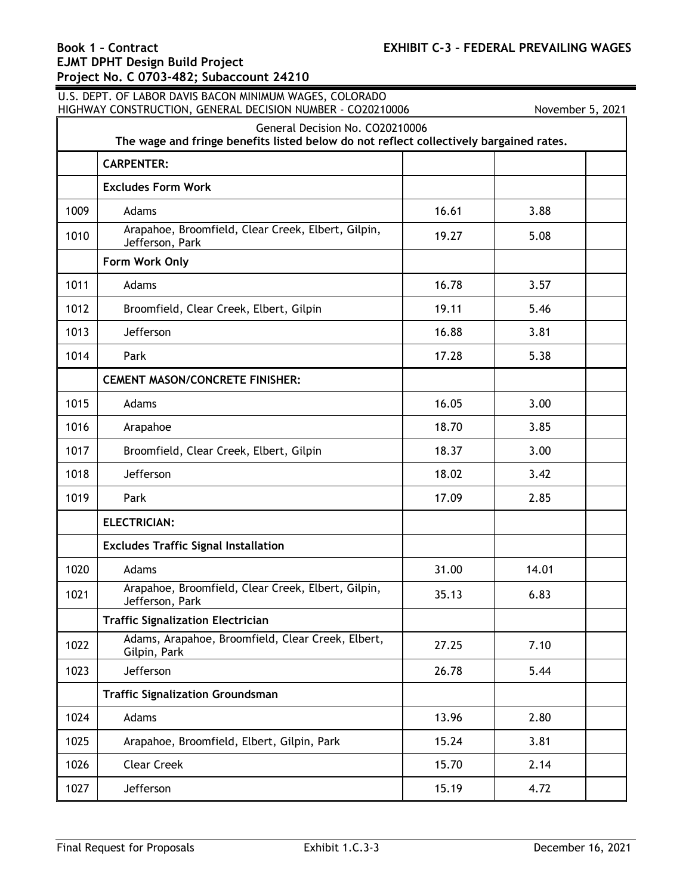U.S. DEPT. OF LABOR DAVIS BACON MINIMUM WAGES, COLORADO HIGHWAY CONSTRUCTION, GENERAL DECISION NUMBER - CO20210006 November 5, 2021

General Decision No. CO20210006
**The wage and fringe benefits listed below do not reflect collectively bargained rates.**

| | | | | |
|---|---|---|---|---|
| | **CARPENTER:** | | | |
| | **Excludes Form Work** | | | |
| 1009 | Adams | 16.61 | 3.88 | |
| 1010 | Arapahoe, Broomfield, Clear Creek, Elbert, Gilpin, Jefferson, Park | 19.27 | 5.08 | |
| | **Form Work Only** | | | |
| 1011 | Adams | 16.78 | 3.57 | |
| 1012 | Broomfield, Clear Creek, Elbert, Gilpin | 19.11 | 5.46 | |
| 1013 | Jefferson | 16.88 | 3.81 | |
| 1014 | Park | 17.28 | 5.38 | |
| | **CEMENT MASON/CONCRETE FINISHER:** | | | |
| 1015 | Adams | 16.05 | 3.00 | |
| 1016 | Arapahoe | 18.70 | 3.85 | |
| 1017 | Broomfield, Clear Creek, Elbert, Gilpin | 18.37 | 3.00 | |
| 1018 | Jefferson | 18.02 | 3.42 | |
| 1019 | Park | 17.09 | 2.85 | |
| | **ELECTRICIAN:** | | | |
| | **Excludes Traffic Signal Installation** | | | |
| 1020 | Adams | 31.00 | 14.01 | |
| 1021 | Arapahoe, Broomfield, Clear Creek, Elbert, Gilpin, Jefferson, Park | 35.13 | 6.83 | |
| | **Traffic Signalization Electrician** | | | |
| 1022 | Adams, Arapahoe, Broomfield, Clear Creek, Elbert, Gilpin, Park | 27.25 | 7.10 | |
| 1023 | Jefferson | 26.78 | 5.44 | |
| | **Traffic Signalization Groundsman** | | | |
| 1024 | Adams | 13.96 | 2.80 | |
| 1025 | Arapahoe, Broomfield, Elbert, Gilpin, Park | 15.24 | 3.81 | |
| 1026 | Clear Creek | 15.70 | 2.14 | |
| 1027 | Jefferson | 15.19 | 4.72 | |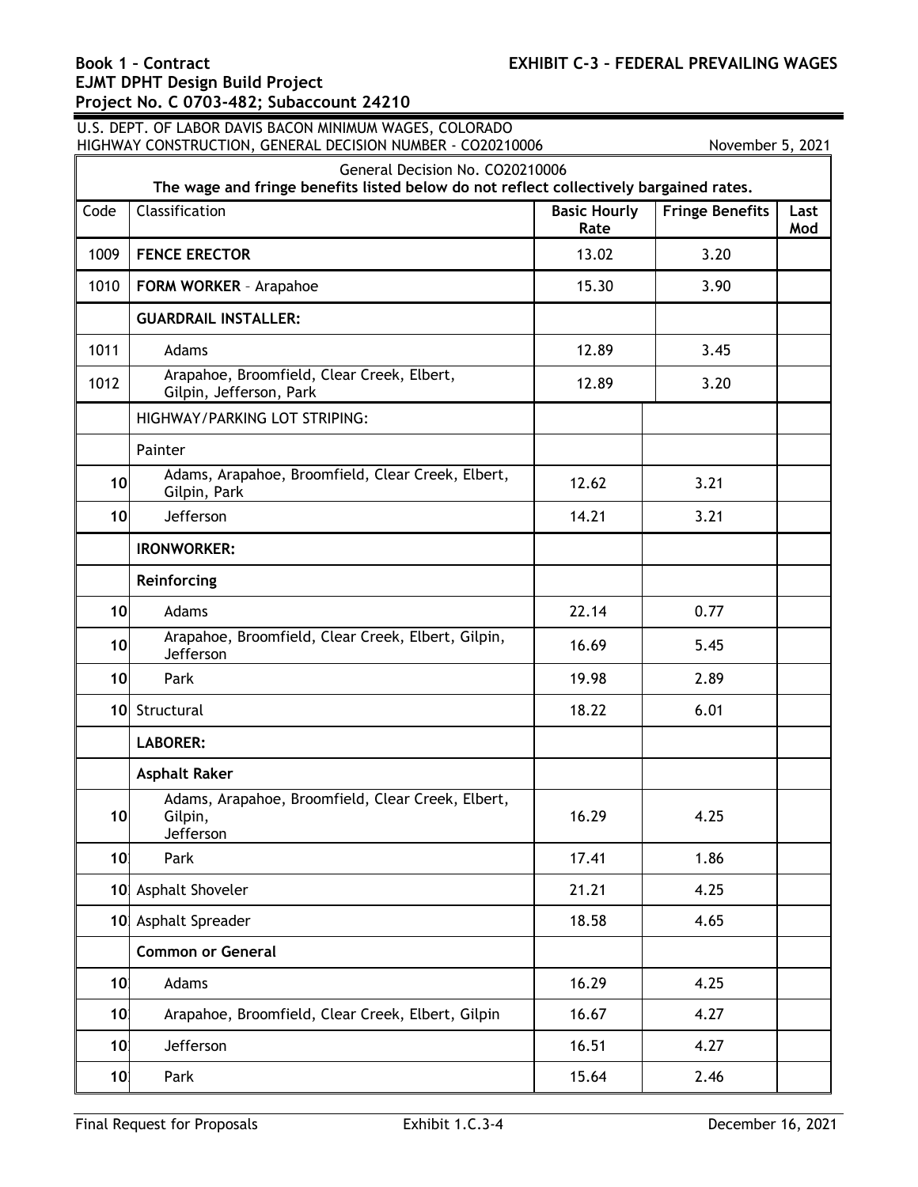U.S. DEPT. OF LABOR DAVIS BACON MINIMUM WAGES, COLORADO
HIGHWAY CONSTRUCTION, GENERAL DECISION NUMBER - CO20210006 November 5, 2021

| General Decision No. CO20210006 The wage and fringe benefits listed below do not reflect collectively bargained rates. | | | | |
|---|---|---|---|---|
| Code | Classification | Basic Hourly Rate | Fringe Benefits | Last Mod |
| 1009 | **FENCE ERECTOR** | 13.02 | 3.20 | |
| 1010 | **FORM WORKER** – Arapahoe | 15.30 | 3.90 | |
| | **GUARDRAIL INSTALLER:** | | | |
| 1011 | Adams | 12.89 | 3.45 | |
| 1012 | Arapahoe, Broomfield, Clear Creek, Elbert, Gilpin, Jefferson, Park | 12.89 | 3.20 | |
| | HIGHWAY/PARKING LOT STRIPING: | | | |
| | Painter | | | |
| 10 | Adams, Arapahoe, Broomfield, Clear Creek, Elbert, Gilpin, Park | 12.62 | 3.21 | |
| 10 | Jefferson | 14.21 | 3.21 | |
| | **IRONWORKER:** | | | |
| | **Reinforcing** | | | |
| 10 | Adams | 22.14 | 0.77 | |
| 10 | Arapahoe, Broomfield, Clear Creek, Elbert, Gilpin, Jefferson | 16.69 | 5.45 | |
| 10 | Park | 19.98 | 2.89 | |
| 10 | Structural | 18.22 | 6.01 | |
| | **LABORER:** | | | |
| | **Asphalt Raker** | | | |
| 10 | Adams, Arapahoe, Broomfield, Clear Creek, Elbert, Gilpin, Jefferson | 16.29 | 4.25 | |
| 10 | Park | 17.41 | 1.86 | |
| 10 | Asphalt Shoveler | 21.21 | 4.25 | |
| 10 | Asphalt Spreader | 18.58 | 4.65 | |
| | **Common or General** | | | |
| 10 | Adams | 16.29 | 4.25 | |
| 10 | Arapahoe, Broomfield, Clear Creek, Elbert, Gilpin | 16.67 | 4.27 | |
| 10 | Jefferson | 16.51 | 4.27 | |
| 10 | Park | 15.64 | 2.46 | |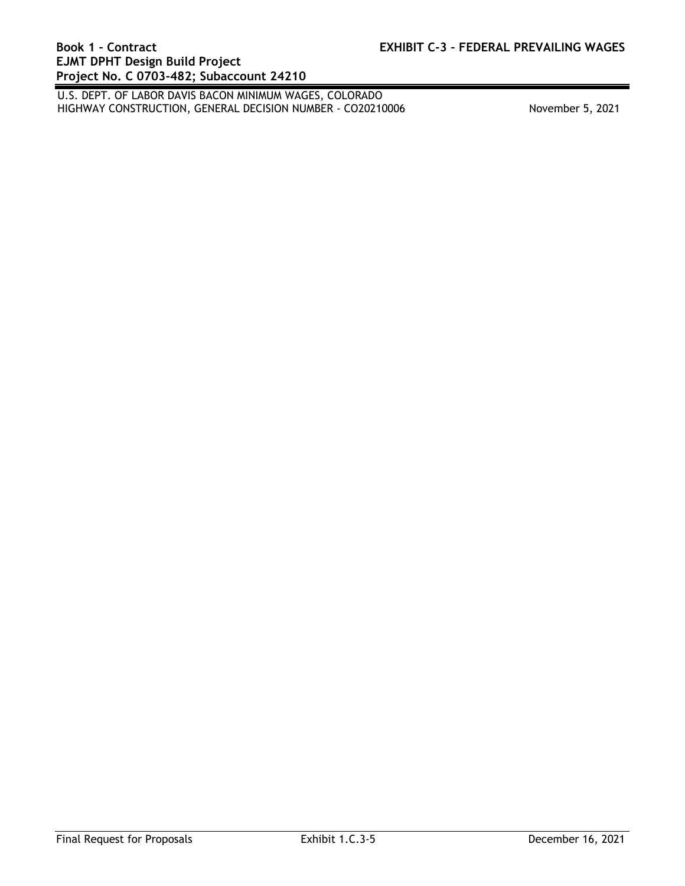U.S. DEPT. OF LABOR DAVIS BACON MINIMUM WAGES, COLORADO
HIGHWAY CONSTRUCTION, GENERAL DECISION NUMBER - CO20210006 November 5, 2021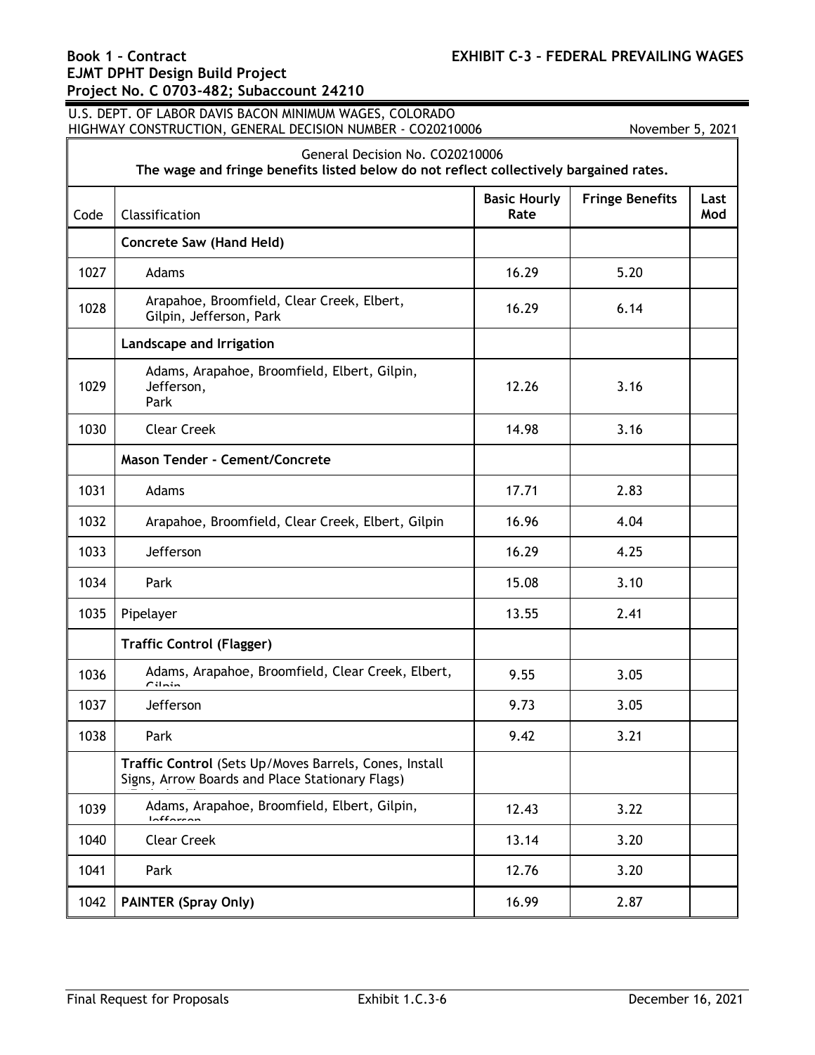U.S. DEPT. OF LABOR DAVIS BACON MINIMUM WAGES, COLORADO HIGHWAY CONSTRUCTION, GENERAL DECISION NUMBER - CO20210006 November 5, 2021

General Decision No. CO20210006

**The wage and fringe benefits listed below do not reflect collectively bargained rates.**

| Code | Classification | Basic Hourly Rate | Fringe Benefits | Last Mod |
|---|---|---|---|---|
| | **Concrete Saw (Hand Held)** | | | |
| 1027 | Adams | 16.29 | 5.20 | |
| 1028 | Arapahoe, Broomfield, Clear Creek, Elbert, Gilpin, Jefferson, Park | 16.29 | 6.14 | |
| | **Landscape and Irrigation** | | | |
| 1029 | Adams, Arapahoe, Broomfield, Elbert, Gilpin, Jefferson, Park | 12.26 | 3.16 | |
| 1030 | Clear Creek | 14.98 | 3.16 | |
| | **Mason Tender - Cement/Concrete** | | | |
| 1031 | Adams | 17.71 | 2.83 | |
| 1032 | Arapahoe, Broomfield, Clear Creek, Elbert, Gilpin | 16.96 | 4.04 | |
| 1033 | Jefferson | 16.29 | 4.25 | |
| 1034 | Park | 15.08 | 3.10 | |
| 1035 | Pipelayer | 13.55 | 2.41 | |
| | **Traffic Control (Flagger)** | | | |
| 1036 | Adams, Arapahoe, Broomfield, Clear Creek, Elbert, Gilpin | 9.55 | 3.05 | |
| 1037 | Jefferson | 9.73 | 3.05 | |
| 1038 | Park | 9.42 | 3.21 | |
| | **Traffic Control** (Sets Up/Moves Barrels, Cones, Install Signs, Arrow Boards and Place Stationary Flags) | | | |
| 1039 | Adams, Arapahoe, Broomfield, Elbert, Gilpin, Jefferson | 12.43 | 3.22 | |
| 1040 | Clear Creek | 13.14 | 3.20 | |
| 1041 | Park | 12.76 | 3.20 | |
| 1042 | **PAINTER (Spray Only)** | 16.99 | 2.87 | |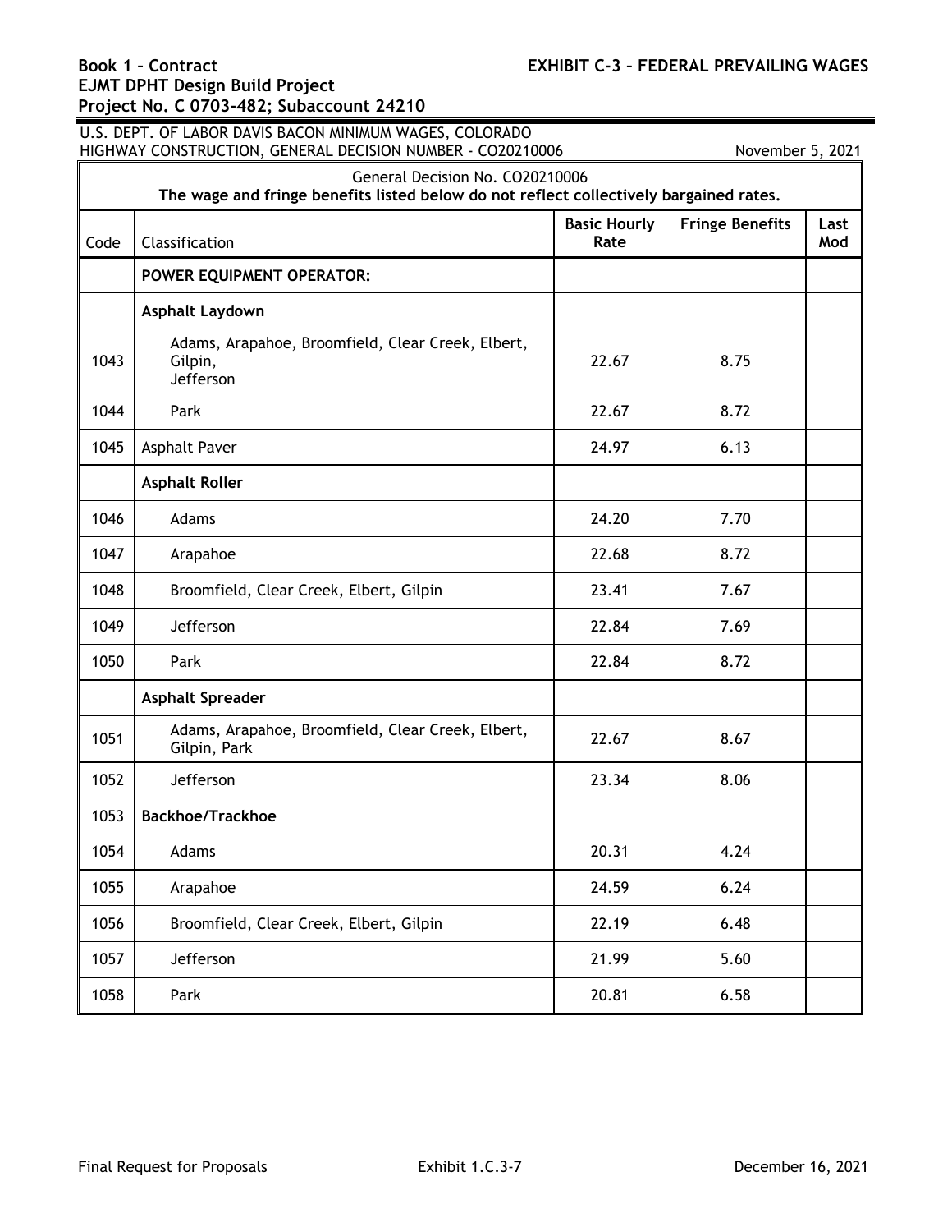U.S. DEPT. OF LABOR DAVIS BACON MINIMUM WAGES, COLORADO HIGHWAY CONSTRUCTION, GENERAL DECISION NUMBER - CO20210006 November 5, 2021

General Decision No. CO20210006

**The wage and fringe benefits listed below do not reflect collectively bargained rates.**

| Code | Classification | Basic Hourly Rate | Fringe Benefits | Last Mod |
|---|---|---|---|---|
| | **POWER EQUIPMENT OPERATOR:** | | | |
| | **Asphalt Laydown** | | | |
| 1043 | Adams, Arapahoe, Broomfield, Clear Creek, Elbert, Gilpin, Jefferson | 22.67 | 8.75 | |
| 1044 | Park | 22.67 | 8.72 | |
| 1045 | Asphalt Paver | 24.97 | 6.13 | |
| | **Asphalt Roller** | | | |
| 1046 | Adams | 24.20 | 7.70 | |
| 1047 | Arapahoe | 22.68 | 8.72 | |
| 1048 | Broomfield, Clear Creek, Elbert, Gilpin | 23.41 | 7.67 | |
| 1049 | Jefferson | 22.84 | 7.69 | |
| 1050 | Park | 22.84 | 8.72 | |
| | **Asphalt Spreader** | | | |
| 1051 | Adams, Arapahoe, Broomfield, Clear Creek, Elbert, Gilpin, Park | 22.67 | 8.67 | |
| 1052 | Jefferson | 23.34 | 8.06 | |
| 1053 | **Backhoe/Trackhoe** | | | |
| 1054 | Adams | 20.31 | 4.24 | |
| 1055 | Arapahoe | 24.59 | 6.24 | |
| 1056 | Broomfield, Clear Creek, Elbert, Gilpin | 22.19 | 6.48 | |
| 1057 | Jefferson | 21.99 | 5.60 | |
| 1058 | Park | 20.81 | 6.58 | |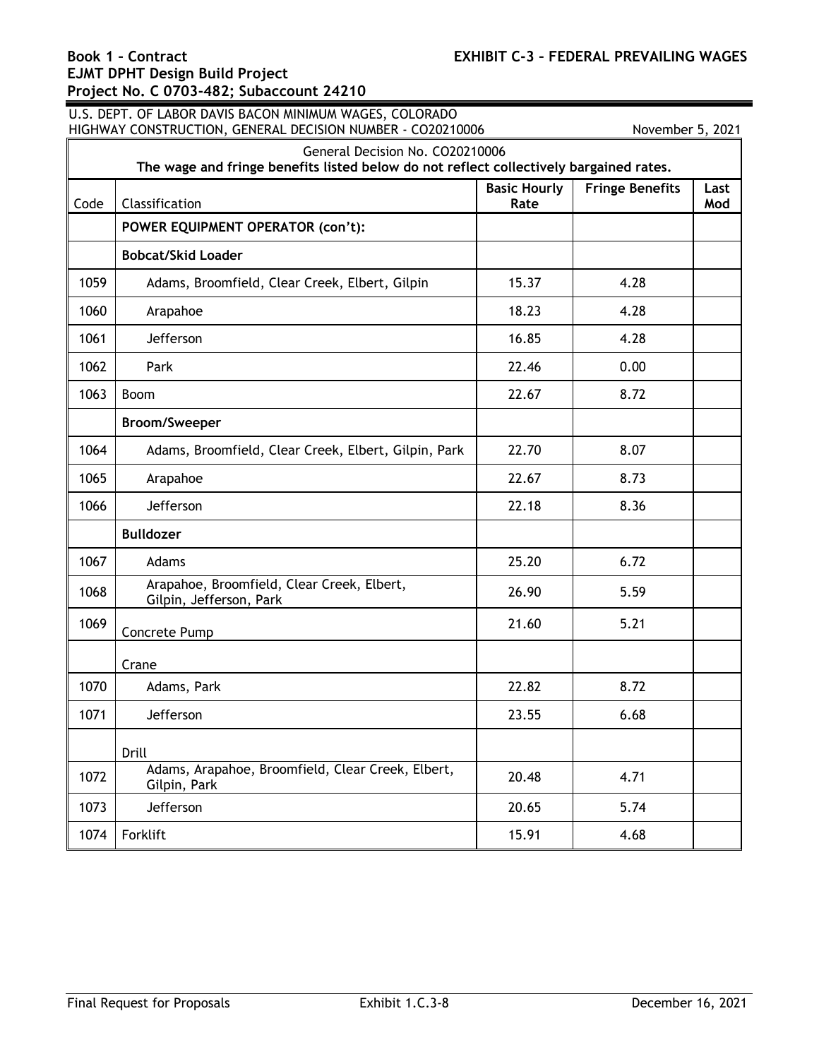U.S. DEPT. OF LABOR DAVIS BACON MINIMUM WAGES, COLORADO
HIGHWAY CONSTRUCTION, GENERAL DECISION NUMBER - CO20210006 November 5, 2021

| General Decision No. CO20210006<br>**The wage and fringe benefits listed below do not reflect collectively bargained rates.** | | | | |
|---|---|---|---|---|
| Code | Classification | **Basic Hourly Rate** | **Fringe Benefits** | **Last Mod** |
| | **POWER EQUIPMENT OPERATOR (con't):** | | | |
| | **Bobcat/Skid Loader** | | | |
| 1059 | Adams, Broomfield, Clear Creek, Elbert, Gilpin | 15.37 | 4.28 | |
| 1060 | Arapahoe | 18.23 | 4.28 | |
| 1061 | Jefferson | 16.85 | 4.28 | |
| 1062 | Park | 22.46 | 0.00 | |
| 1063 | Boom | 22.67 | 8.72 | |
| | **Broom/Sweeper** | | | |
| 1064 | Adams, Broomfield, Clear Creek, Elbert, Gilpin, Park | 22.70 | 8.07 | |
| 1065 | Arapahoe | 22.67 | 8.73 | |
| 1066 | Jefferson | 22.18 | 8.36 | |
| | **Bulldozer** | | | |
| 1067 | Adams | 25.20 | 6.72 | |
| 1068 | Arapahoe, Broomfield, Clear Creek, Elbert, Gilpin, Jefferson, Park | 26.90 | 5.59 | |
| 1069 | Concrete Pump | 21.60 | 5.21 | |
| | Crane | | | |
| 1070 | Adams, Park | 22.82 | 8.72 | |
| 1071 | Jefferson | 23.55 | 6.68 | |
| | Drill | | | |
| 1072 | Adams, Arapahoe, Broomfield, Clear Creek, Elbert, Gilpin, Park | 20.48 | 4.71 | |
| 1073 | Jefferson | 20.65 | 5.74 | |
| 1074 | Forklift | 15.91 | 4.68 | |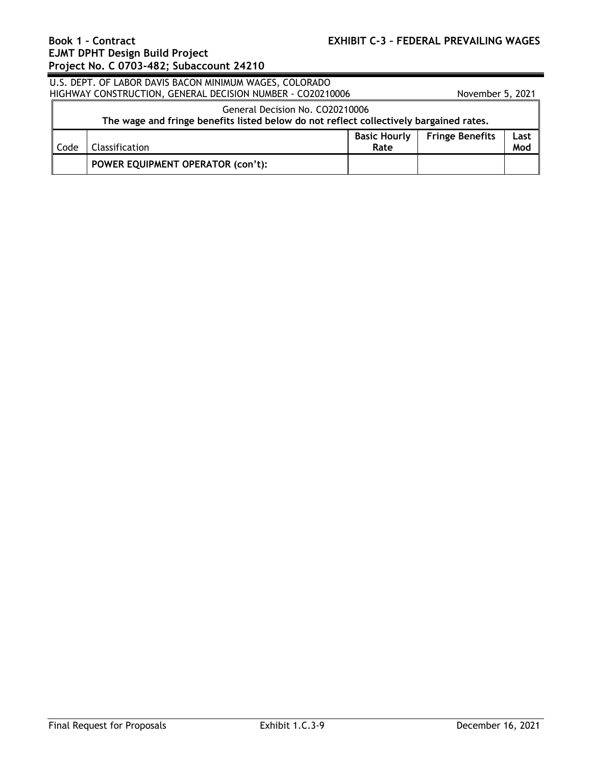U.S. DEPT. OF LABOR DAVIS BACON MINIMUM WAGES, COLORADO
HIGHWAY CONSTRUCTION, GENERAL DECISION NUMBER - CO20210006 November 5, 2021

| General Decision No. CO20210006<br>**The wage and fringe benefits listed below do not reflect collectively bargained rates.** | | | | |
|---|---|---|---|---|
| Code | Classification | **Basic Hourly Rate** | **Fringe Benefits** | **Last Mod** |
| | **POWER EQUIPMENT OPERATOR (con't):** | | | |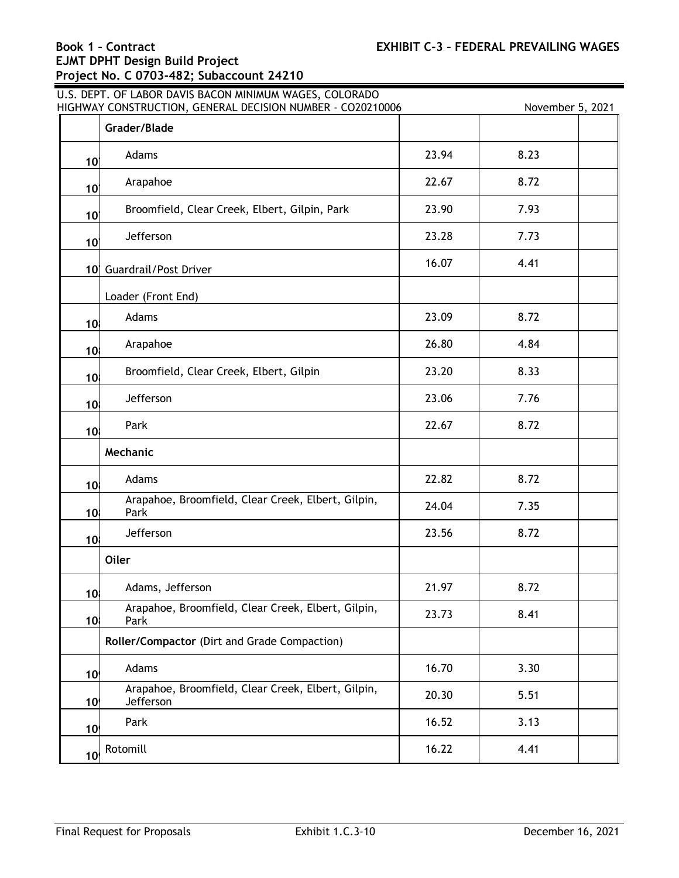U.S. DEPT. OF LABOR DAVIS BACON MINIMUM WAGES, COLORADO
HIGHWAY CONSTRUCTION, GENERAL DECISION NUMBER - CO20210006 November 5, 2021

| | | | | |
|---|---|---|---|---|
| | **Grader/Blade** | | | |
| 10 | Adams | 23.94 | 8.23 | |
| 10 | Arapahoe | 22.67 | 8.72 | |
| 10 | Broomfield, Clear Creek, Elbert, Gilpin, Park | 23.90 | 7.93 | |
| 10 | Jefferson | 23.28 | 7.73 | |
| 10 | Guardrail/Post Driver | 16.07 | 4.41 | |
| | Loader (Front End) | | | |
| 10 | Adams | 23.09 | 8.72 | |
| 10 | Arapahoe | 26.80 | 4.84 | |
| 10 | Broomfield, Clear Creek, Elbert, Gilpin | 23.20 | 8.33 | |
| 10 | Jefferson | 23.06 | 7.76 | |
| 10 | Park | 22.67 | 8.72 | |
| | **Mechanic** | | | |
| 10 | Adams | 22.82 | 8.72 | |
| 10 | Arapahoe, Broomfield, Clear Creek, Elbert, Gilpin, Park | 24.04 | 7.35 | |
| 10 | Jefferson | 23.56 | 8.72 | |
| | **Oiler** | | | |
| 10 | Adams, Jefferson | 21.97 | 8.72 | |
| 10 | Arapahoe, Broomfield, Clear Creek, Elbert, Gilpin, Park | 23.73 | 8.41 | |
| | **Roller/Compactor** (Dirt and Grade Compaction) | | | |
| 10 | Adams | 16.70 | 3.30 | |
| 10 | Arapahoe, Broomfield, Clear Creek, Elbert, Gilpin, Jefferson | 20.30 | 5.51 | |
| 10 | Park | 16.52 | 3.13 | |
| 10 | Rotomill | 16.22 | 4.41 | |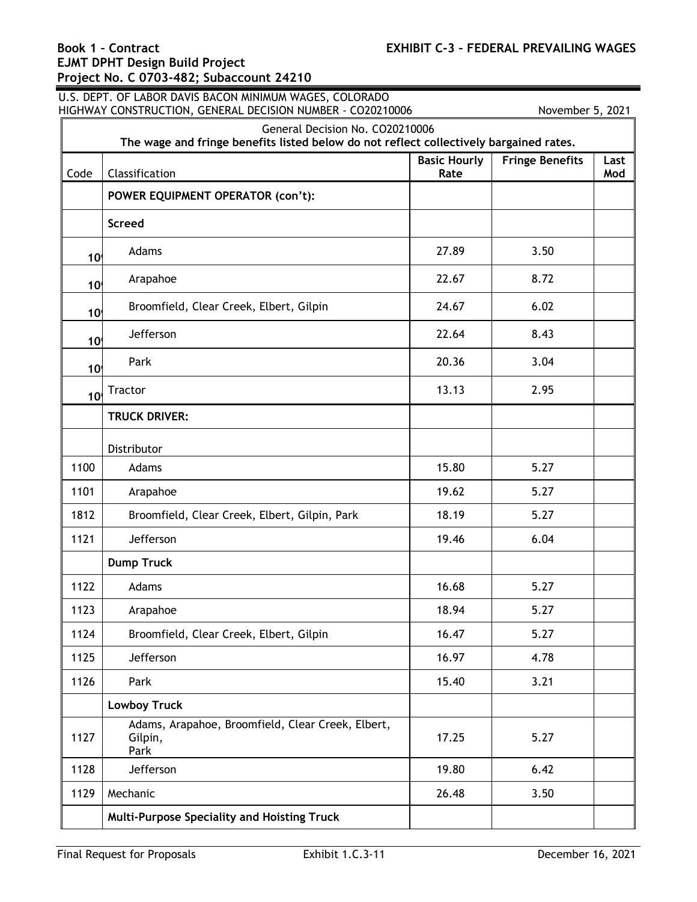U.S. DEPT. OF LABOR DAVIS BACON MINIMUM WAGES, COLORADO
HIGHWAY CONSTRUCTION, GENERAL DECISION NUMBER - CO20210006 November 5, 2021

General Decision No. CO20210006
**The wage and fringe benefits listed below do not reflect collectively bargained rates.**

| Code | Classification | Basic Hourly Rate | Fringe Benefits | Last Mod |
|---|---|---|---|---|
| | **POWER EQUIPMENT OPERATOR (con't):** | | | |
| | **Screed** | | | |
| 10 | Adams | 27.89 | 3.50 | |
| 10 | Arapahoe | 22.67 | 8.72 | |
| 10 | Broomfield, Clear Creek, Elbert, Gilpin | 24.67 | 6.02 | |
| 10 | Jefferson | 22.64 | 8.43 | |
| 10 | Park | 20.36 | 3.04 | |
| 10 | Tractor | 13.13 | 2.95 | |
| | **TRUCK DRIVER:** | | | |
| | Distributor | | | |
| 1100 | Adams | 15.80 | 5.27 | |
| 1101 | Arapahoe | 19.62 | 5.27 | |
| 1812 | Broomfield, Clear Creek, Elbert, Gilpin, Park | 18.19 | 5.27 | |
| 1121 | Jefferson | 19.46 | 6.04 | |
| | **Dump Truck** | | | |
| 1122 | Adams | 16.68 | 5.27 | |
| 1123 | Arapahoe | 18.94 | 5.27 | |
| 1124 | Broomfield, Clear Creek, Elbert, Gilpin | 16.47 | 5.27 | |
| 1125 | Jefferson | 16.97 | 4.78 | |
| 1126 | Park | 15.40 | 3.21 | |
| | **Lowboy Truck** | | | |
| 1127 | Adams, Arapahoe, Broomfield, Clear Creek, Elbert, Gilpin, Park | 17.25 | 5.27 | |
| 1128 | Jefferson | 19.80 | 6.42 | |
| 1129 | Mechanic | 26.48 | 3.50 | |
| | **Multi-Purpose Speciality and Hoisting Truck** | | | |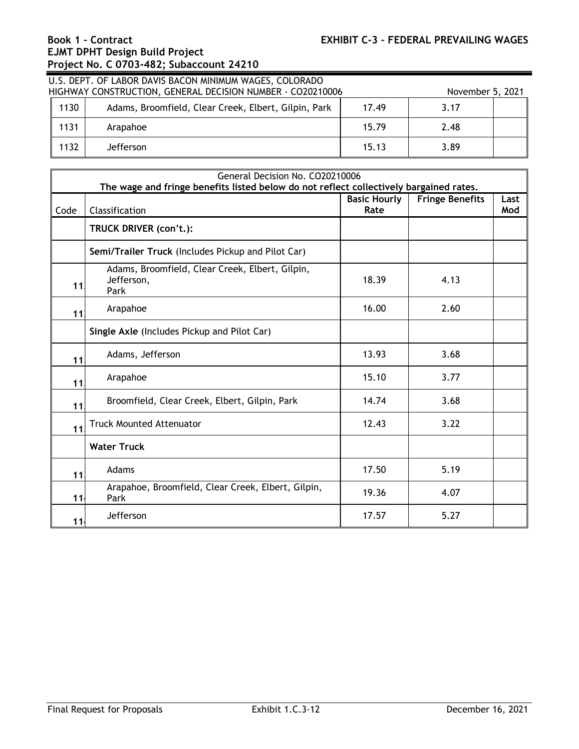U.S. DEPT. OF LABOR DAVIS BACON MINIMUM WAGES, COLORADO
HIGHWAY CONSTRUCTION, GENERAL DECISION NUMBER - CO20210006 November 5, 2021

| | | | | |
|---|---|---|---|---|
| 1130 | Adams, Broomfield, Clear Creek, Elbert, Gilpin, Park | 17.49 | 3.17 | |
| 1131 | Arapahoe | 15.79 | 2.48 | |
| 1132 | Jefferson | 15.13 | 3.89 | |

General Decision No. CO20210006
**The wage and fringe benefits listed below do not reflect collectively bargained rates.**

| Code | Classification | Basic Hourly Rate | Fringe Benefits | Last Mod |
|---|---|---|---|---|
| | **TRUCK DRIVER (con't.):** | | | |
| | **Semi/Trailer Truck** (Includes Pickup and Pilot Car) | | | |
| 11 | Adams, Broomfield, Clear Creek, Elbert, Gilpin, Jefferson, Park | 18.39 | 4.13 | |
| 11 | Arapahoe | 16.00 | 2.60 | |
| | **Single Axle** (Includes Pickup and Pilot Car) | | | |
| 11 | Adams, Jefferson | 13.93 | 3.68 | |
| 11 | Arapahoe | 15.10 | 3.77 | |
| 11 | Broomfield, Clear Creek, Elbert, Gilpin, Park | 14.74 | 3.68 | |
| 11 | Truck Mounted Attenuator | 12.43 | 3.22 | |
| | **Water Truck** | | | |
| 11 | Adams | 17.50 | 5.19 | |
| 11 | Arapahoe, Broomfield, Clear Creek, Elbert, Gilpin, Park | 19.36 | 4.07 | |
| 11 | Jefferson | 17.57 | 5.27 | |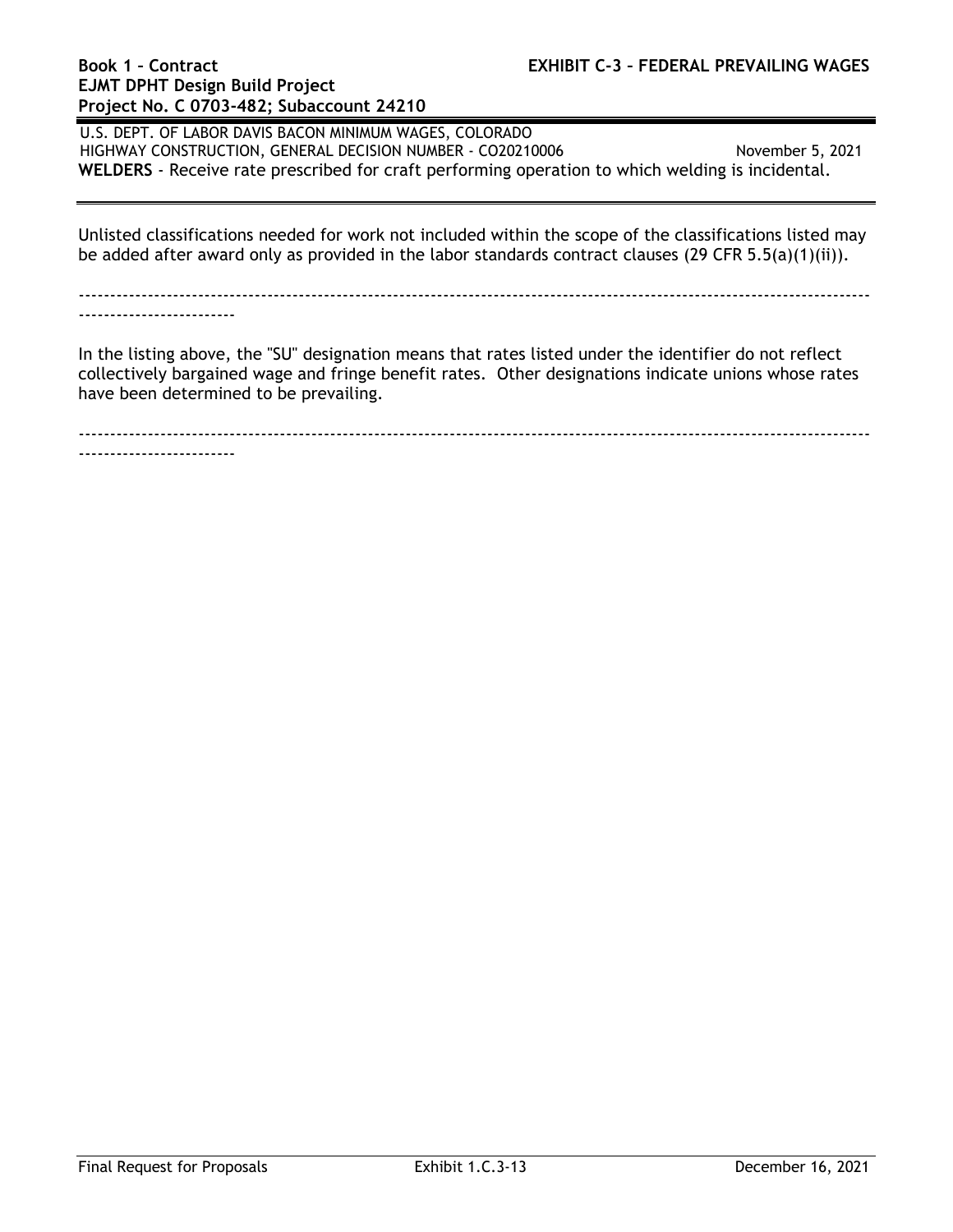**WELDERS** - Receive rate prescribed for craft performing operation to which welding is incidental.

Unlisted classifications needed for work not included within the scope of the classifications listed may be added after award only as provided in the labor standards contract clauses (29 CFR 5.5(a)(1)(ii)).

------------------------------------------------------------------------------------------------------------------------------------------------

In the listing above, the "SU" designation means that rates listed under the identifier do not reflect collectively bargained wage and fringe benefit rates. Other designations indicate unions whose rates have been determined to be prevailing.

------------------------------------------------------------------------------------------------------------------------------------------------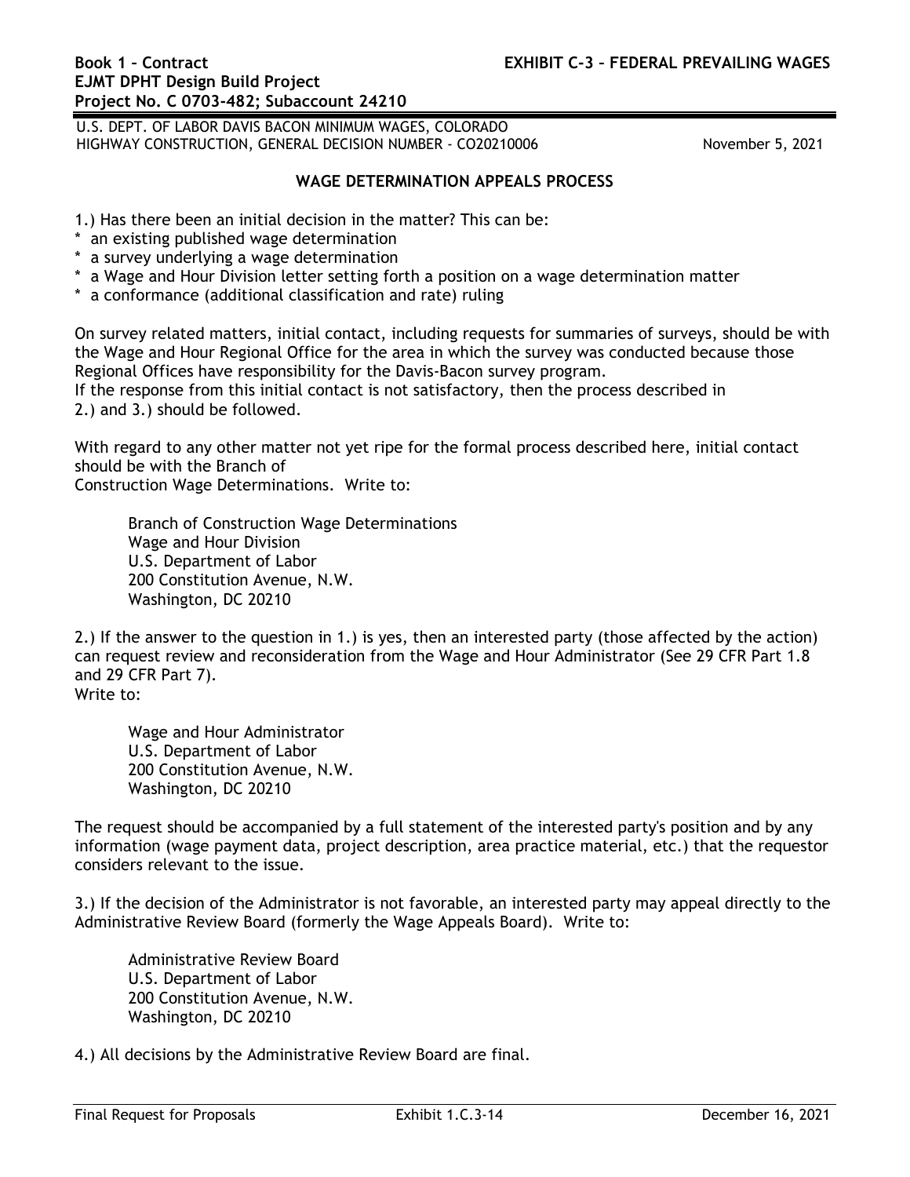U.S. DEPT. OF LABOR DAVIS BACON MINIMUM WAGES, COLORADO
HIGHWAY CONSTRUCTION, GENERAL DECISION NUMBER - CO20210006 November 5, 2021

## WAGE DETERMINATION APPEALS PROCESS

1.) Has there been an initial decision in the matter? This can be:
* an existing published wage determination
* a survey underlying a wage determination
* a Wage and Hour Division letter setting forth a position on a wage determination matter
* a conformance (additional classification and rate) ruling

On survey related matters, initial contact, including requests for summaries of surveys, should be with the Wage and Hour Regional Office for the area in which the survey was conducted because those Regional Offices have responsibility for the Davis-Bacon survey program.
If the response from this initial contact is not satisfactory, then the process described in 2.) and 3.) should be followed.

With regard to any other matter not yet ripe for the formal process described here, initial contact should be with the Branch of Construction Wage Determinations. Write to:

Branch of Construction Wage Determinations
Wage and Hour Division
U.S. Department of Labor
200 Constitution Avenue, N.W.
Washington, DC 20210

2.) If the answer to the question in 1.) is yes, then an interested party (those affected by the action) can request review and reconsideration from the Wage and Hour Administrator (See 29 CFR Part 1.8 and 29 CFR Part 7).
Write to:

Wage and Hour Administrator
U.S. Department of Labor
200 Constitution Avenue, N.W.
Washington, DC 20210

The request should be accompanied by a full statement of the interested party's position and by any information (wage payment data, project description, area practice material, etc.) that the requestor considers relevant to the issue.

3.) If the decision of the Administrator is not favorable, an interested party may appeal directly to the Administrative Review Board (formerly the Wage Appeals Board). Write to:

Administrative Review Board
U.S. Department of Labor
200 Constitution Avenue, N.W.
Washington, DC 20210

4.) All decisions by the Administrative Review Board are final.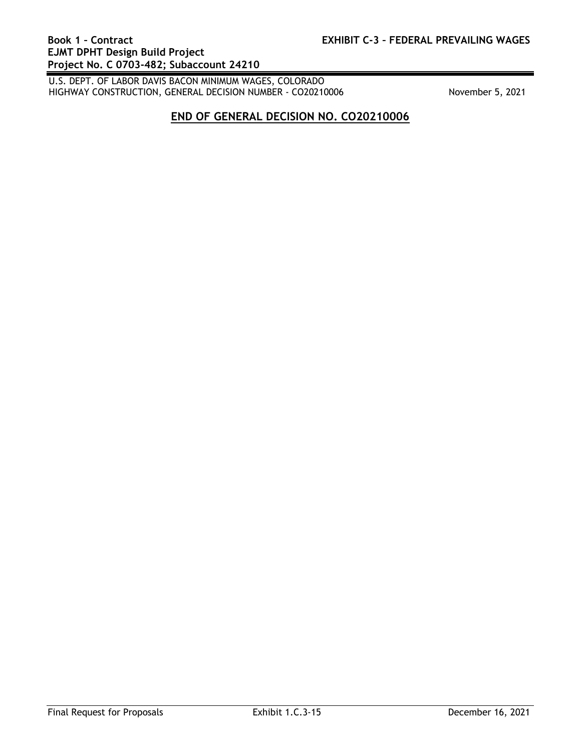## END OF GENERAL DECISION NO. CO20210006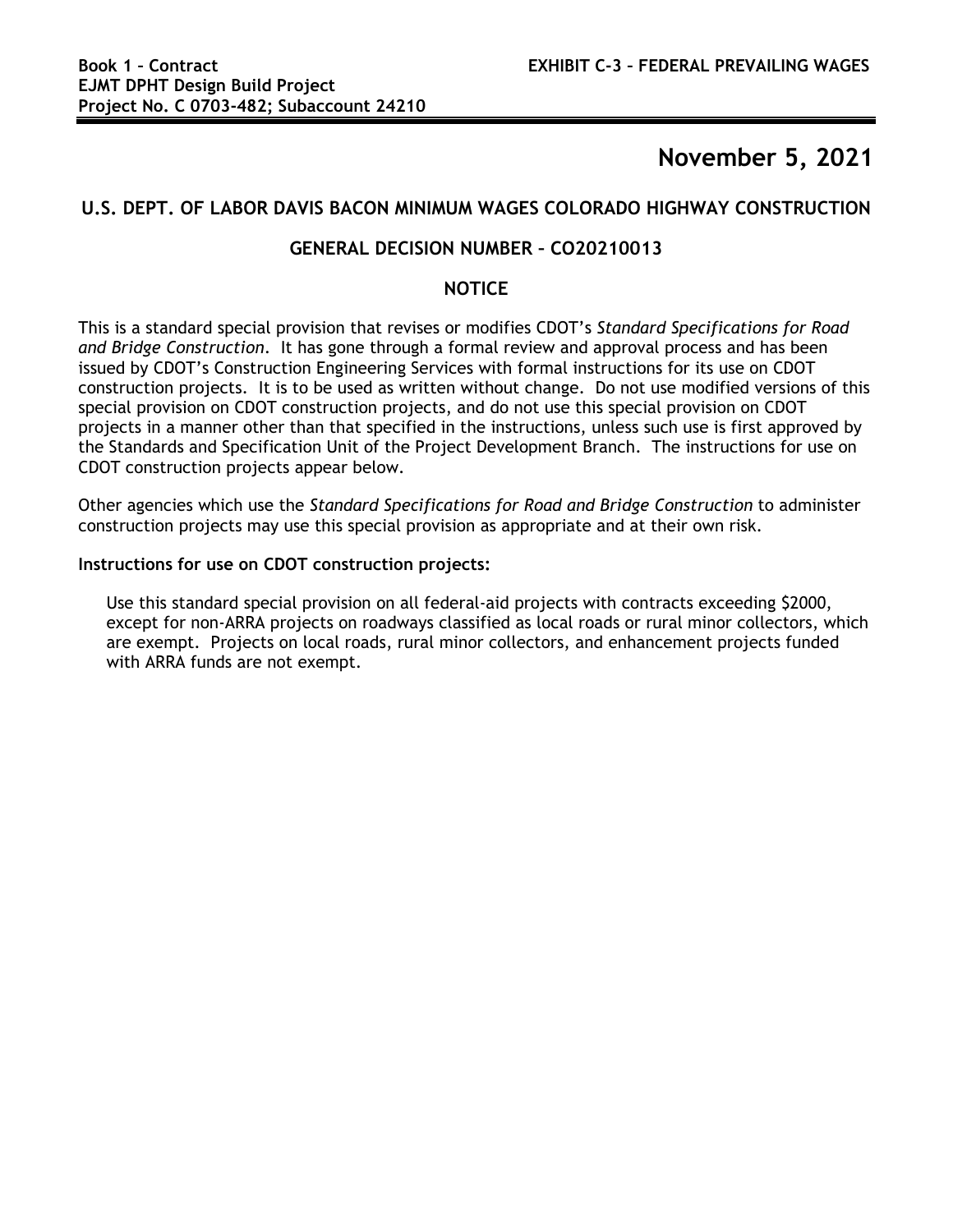**November 5, 2021**

## U.S. DEPT. OF LABOR DAVIS BACON MINIMUM WAGES COLORADO HIGHWAY CONSTRUCTION

### GENERAL DECISION NUMBER – CO20210013

### NOTICE

This is a standard special provision that revises or modifies CDOT's *Standard Specifications for Road and Bridge Construction*. It has gone through a formal review and approval process and has been issued by CDOT's Construction Engineering Services with formal instructions for its use on CDOT construction projects. It is to be used as written without change. Do not use modified versions of this special provision on CDOT construction projects, and do not use this special provision on CDOT projects in a manner other than that specified in the instructions, unless such use is first approved by the Standards and Specification Unit of the Project Development Branch. The instructions for use on CDOT construction projects appear below.

Other agencies which use the *Standard Specifications for Road and Bridge Construction* to administer construction projects may use this special provision as appropriate and at their own risk.

**Instructions for use on CDOT construction projects:**

Use this standard special provision on all federal-aid projects with contracts exceeding $2000, except for non-ARRA projects on roadways classified as local roads or rural minor collectors, which are exempt. Projects on local roads, rural minor collectors, and enhancement projects funded with ARRA funds are not exempt.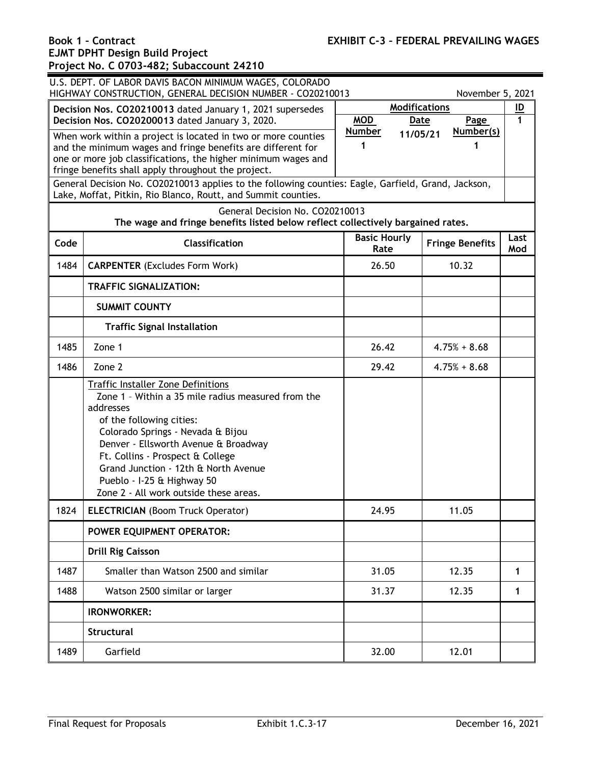U.S. DEPT. OF LABOR DAVIS BACON MINIMUM WAGES, COLORADO
HIGHWAY CONSTRUCTION, GENERAL DECISION NUMBER - CO20210013 November 5, 2021

| **Decision Nos. CO20210013** dated January 1, 2021 supersedes **Decision Nos. CO20200013** dated January 3, 2020. | **Modifications** | | | **ID** |
|---|---|---|---|---|
| When work within a project is located in two or more counties and the minimum wages and fringe benefits are different for one or more job classifications, the higher minimum wages and fringe benefits shall apply throughout the project. | **MOD Number** | **Date** | **Page Number(s)** | 1 |
| | 1 | 11/05/21 | 1 | |

General Decision No. CO20210013 applies to the following counties: Eagle, Garfield, Grand, Jackson, Lake, Moffat, Pitkin, Rio Blanco, Routt, and Summit counties.

General Decision No. CO20210013
**The wage and fringe benefits listed below reflect collectively bargained rates.**

| Code | Classification | Basic Hourly Rate | Fringe Benefits | Last Mod |
|---|---|---|---|---|
| 1484 | **CARPENTER** (Excludes Form Work) | 26.50 | 10.32 | |
| | **TRAFFIC SIGNALIZATION:** | | | |
| | **SUMMIT COUNTY** | | | |
| | **Traffic Signal Installation** | | | |
| 1485 | Zone 1 | 26.42 | 4.75% + 8.68 | |
| 1486 | Zone 2 | 29.42 | 4.75% + 8.68 | |
| | Traffic Installer Zone Definitions<br>Zone 1 – Within a 35 mile radius measured from the addresses of the following cities:<br>Colorado Springs - Nevada & Bijou<br>Denver - Ellsworth Avenue & Broadway<br>Ft. Collins - Prospect & College<br>Grand Junction - 12th & North Avenue<br>Pueblo - I-25 & Highway 50<br>Zone 2 - All work outside these areas. | | | |
| 1824 | **ELECTRICIAN** (Boom Truck Operator) | 24.95 | 11.05 | |
| | **POWER EQUIPMENT OPERATOR:** | | | |
| | **Drill Rig Caisson** | | | |
| 1487 | Smaller than Watson 2500 and similar | 31.05 | 12.35 | 1 |
| 1488 | Watson 2500 similar or larger | 31.37 | 12.35 | 1 |
| | **IRONWORKER:** | | | |
| | **Structural** | | | |
| 1489 | Garfield | 32.00 | 12.01 | |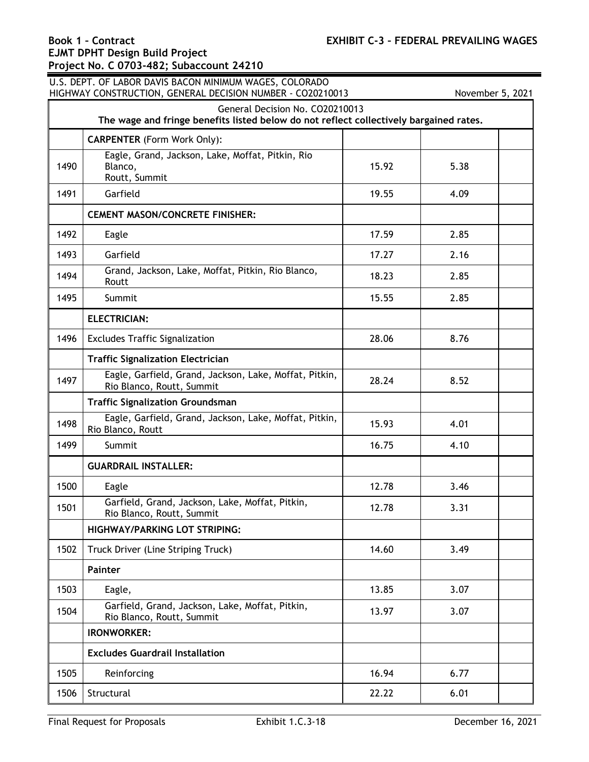U.S. DEPT. OF LABOR DAVIS BACON MINIMUM WAGES, COLORADO
HIGHWAY CONSTRUCTION, GENERAL DECISION NUMBER - CO20210013 November 5, 2021

| General Decision No. CO20210013<br>**The wage and fringe benefits listed below do not reflect collectively bargained rates.** | | | | |
|---|---|---|---|---|
| | **CARPENTER** (Form Work Only): | | | |
| 1490 | Eagle, Grand, Jackson, Lake, Moffat, Pitkin, Rio Blanco, Routt, Summit | 15.92 | 5.38 | |
| 1491 | Garfield | 19.55 | 4.09 | |
| | **CEMENT MASON/CONCRETE FINISHER:** | | | |
| 1492 | Eagle | 17.59 | 2.85 | |
| 1493 | Garfield | 17.27 | 2.16 | |
| 1494 | Grand, Jackson, Lake, Moffat, Pitkin, Rio Blanco, Routt | 18.23 | 2.85 | |
| 1495 | Summit | 15.55 | 2.85 | |
| | **ELECTRICIAN:** | | | |
| 1496 | Excludes Traffic Signalization | 28.06 | 8.76 | |
| | **Traffic Signalization Electrician** | | | |
| 1497 | Eagle, Garfield, Grand, Jackson, Lake, Moffat, Pitkin, Rio Blanco, Routt, Summit | 28.24 | 8.52 | |
| | **Traffic Signalization Groundsman** | | | |
| 1498 | Eagle, Garfield, Grand, Jackson, Lake, Moffat, Pitkin, Rio Blanco, Routt | 15.93 | 4.01 | |
| 1499 | Summit | 16.75 | 4.10 | |
| | **GUARDRAIL INSTALLER:** | | | |
| 1500 | Eagle | 12.78 | 3.46 | |
| 1501 | Garfield, Grand, Jackson, Lake, Moffat, Pitkin, Rio Blanco, Routt, Summit | 12.78 | 3.31 | |
| | **HIGHWAY/PARKING LOT STRIPING:** | | | |
| 1502 | Truck Driver (Line Striping Truck) | 14.60 | 3.49 | |
| | **Painter** | | | |
| 1503 | Eagle, | 13.85 | 3.07 | |
| 1504 | Garfield, Grand, Jackson, Lake, Moffat, Pitkin, Rio Blanco, Routt, Summit | 13.97 | 3.07 | |
| | **IRONWORKER:** | | | |
| | **Excludes Guardrail Installation** | | | |
| 1505 | Reinforcing | 16.94 | 6.77 | |
| 1506 | Structural | 22.22 | 6.01 | |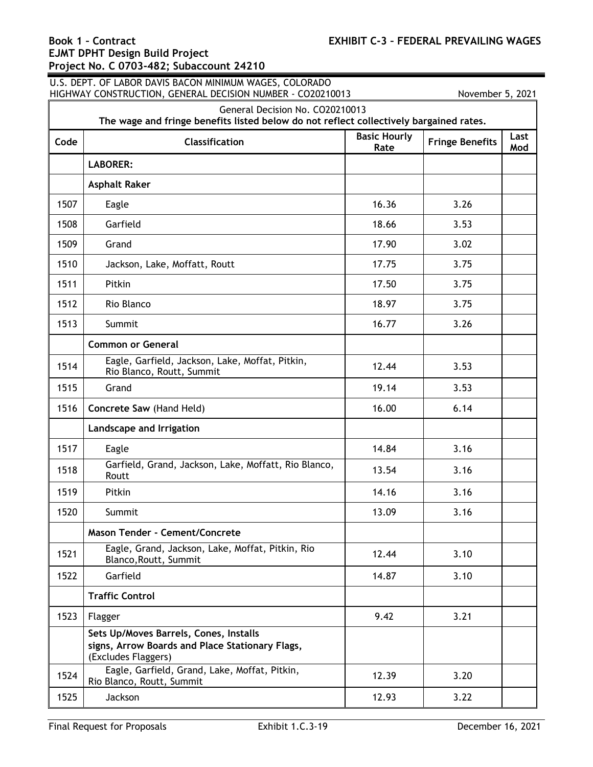U.S. DEPT. OF LABOR DAVIS BACON MINIMUM WAGES, COLORADO
HIGHWAY CONSTRUCTION, GENERAL DECISION NUMBER - CO20210013 November 5, 2021

General Decision No. CO20210013
**The wage and fringe benefits listed below do not reflect collectively bargained rates.**

| Code | Classification | Basic Hourly Rate | Fringe Benefits | Last Mod |
|---|---|---|---|---|
| | **LABORER:** | | | |
| | **Asphalt Raker** | | | |
| 1507 | Eagle | 16.36 | 3.26 | |
| 1508 | Garfield | 18.66 | 3.53 | |
| 1509 | Grand | 17.90 | 3.02 | |
| 1510 | Jackson, Lake, Moffatt, Routt | 17.75 | 3.75 | |
| 1511 | Pitkin | 17.50 | 3.75 | |
| 1512 | Rio Blanco | 18.97 | 3.75 | |
| 1513 | Summit | 16.77 | 3.26 | |
| | **Common or General** | | | |
| 1514 | Eagle, Garfield, Jackson, Lake, Moffat, Pitkin, Rio Blanco, Routt, Summit | 12.44 | 3.53 | |
| 1515 | Grand | 19.14 | 3.53 | |
| 1516 | **Concrete Saw** (Hand Held) | 16.00 | 6.14 | |
| | **Landscape and Irrigation** | | | |
| 1517 | Eagle | 14.84 | 3.16 | |
| 1518 | Garfield, Grand, Jackson, Lake, Moffatt, Rio Blanco, Routt | 13.54 | 3.16 | |
| 1519 | Pitkin | 14.16 | 3.16 | |
| 1520 | Summit | 13.09 | 3.16 | |
| | **Mason Tender - Cement/Concrete** | | | |
| 1521 | Eagle, Grand, Jackson, Lake, Moffat, Pitkin, Rio Blanco,Routt, Summit | 12.44 | 3.10 | |
| 1522 | Garfield | 14.87 | 3.10 | |
| | **Traffic Control** | | | |
| 1523 | Flagger | 9.42 | 3.21 | |
| | **Sets Up/Moves Barrels, Cones, Installs signs, Arrow Boards and Place Stationary Flags,** (Excludes Flaggers) | | | |
| 1524 | Eagle, Garfield, Grand, Lake, Moffat, Pitkin, Rio Blanco, Routt, Summit | 12.39 | 3.20 | |
| 1525 | Jackson | 12.93 | 3.22 | |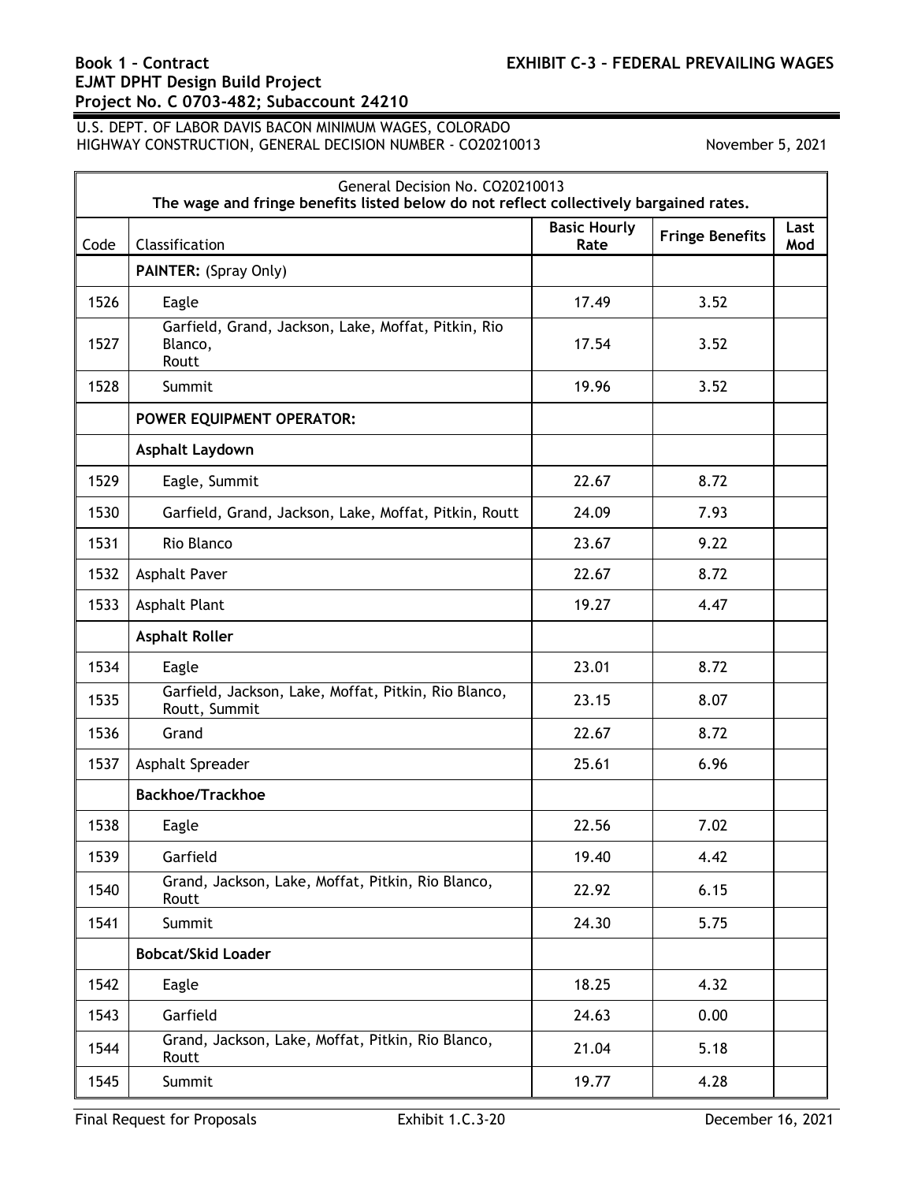U.S. DEPT. OF LABOR DAVIS BACON MINIMUM WAGES, COLORADO HIGHWAY CONSTRUCTION, GENERAL DECISION NUMBER - CO20210013 November 5, 2021

| General Decision No. CO20210013<br>**The wage and fringe benefits listed below do not reflect collectively bargained rates.** | | | | |
|---|---|---|---|---|
| Code | Classification | Basic Hourly Rate | Fringe Benefits | Last Mod |
| | **PAINTER:** (Spray Only) | | | |
| 1526 | Eagle | 17.49 | 3.52 | |
| 1527 | Garfield, Grand, Jackson, Lake, Moffat, Pitkin, Rio Blanco, Routt | 17.54 | 3.52 | |
| 1528 | Summit | 19.96 | 3.52 | |
| | **POWER EQUIPMENT OPERATOR:** | | | |
| | **Asphalt Laydown** | | | |
| 1529 | Eagle, Summit | 22.67 | 8.72 | |
| 1530 | Garfield, Grand, Jackson, Lake, Moffat, Pitkin, Routt | 24.09 | 7.93 | |
| 1531 | Rio Blanco | 23.67 | 9.22 | |
| 1532 | Asphalt Paver | 22.67 | 8.72 | |
| 1533 | Asphalt Plant | 19.27 | 4.47 | |
| | **Asphalt Roller** | | | |
| 1534 | Eagle | 23.01 | 8.72 | |
| 1535 | Garfield, Jackson, Lake, Moffat, Pitkin, Rio Blanco, Routt, Summit | 23.15 | 8.07 | |
| 1536 | Grand | 22.67 | 8.72 | |
| 1537 | Asphalt Spreader | 25.61 | 6.96 | |
| | **Backhoe/Trackhoe** | | | |
| 1538 | Eagle | 22.56 | 7.02 | |
| 1539 | Garfield | 19.40 | 4.42 | |
| 1540 | Grand, Jackson, Lake, Moffat, Pitkin, Rio Blanco, Routt | 22.92 | 6.15 | |
| 1541 | Summit | 24.30 | 5.75 | |
| | **Bobcat/Skid Loader** | | | |
| 1542 | Eagle | 18.25 | 4.32 | |
| 1543 | Garfield | 24.63 | 0.00 | |
| 1544 | Grand, Jackson, Lake, Moffat, Pitkin, Rio Blanco, Routt | 21.04 | 5.18 | |
| 1545 | Summit | 19.77 | 4.28 | |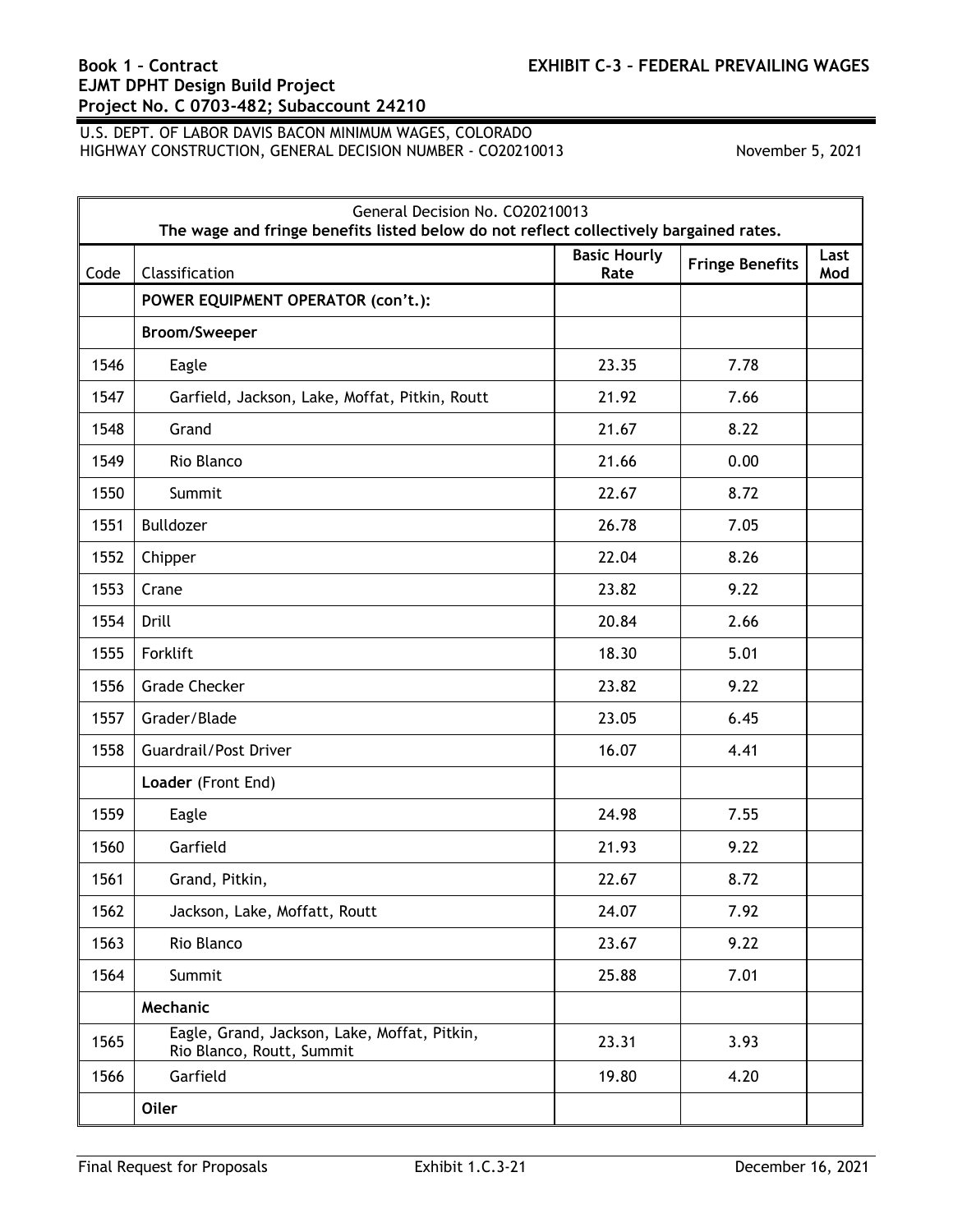U.S. DEPT. OF LABOR DAVIS BACON MINIMUM WAGES, COLORADO HIGHWAY CONSTRUCTION, GENERAL DECISION NUMBER - CO20210013 November 5, 2021

| General Decision No. CO20210013<br>The wage and fringe benefits listed below do not reflect collectively bargained rates. | | | | |
|---|---|---|---|---|
| Code | Classification | Basic Hourly Rate | Fringe Benefits | Last Mod |
| | **POWER EQUIPMENT OPERATOR (con't.):** | | | |
| | **Broom/Sweeper** | | | |
| 1546 | Eagle | 23.35 | 7.78 | |
| 1547 | Garfield, Jackson, Lake, Moffat, Pitkin, Routt | 21.92 | 7.66 | |
| 1548 | Grand | 21.67 | 8.22 | |
| 1549 | Rio Blanco | 21.66 | 0.00 | |
| 1550 | Summit | 22.67 | 8.72 | |
| 1551 | Bulldozer | 26.78 | 7.05 | |
| 1552 | Chipper | 22.04 | 8.26 | |
| 1553 | Crane | 23.82 | 9.22 | |
| 1554 | Drill | 20.84 | 2.66 | |
| 1555 | Forklift | 18.30 | 5.01 | |
| 1556 | Grade Checker | 23.82 | 9.22 | |
| 1557 | Grader/Blade | 23.05 | 6.45 | |
| 1558 | Guardrail/Post Driver | 16.07 | 4.41 | |
| | **Loader** (Front End) | | | |
| 1559 | Eagle | 24.98 | 7.55 | |
| 1560 | Garfield | 21.93 | 9.22 | |
| 1561 | Grand, Pitkin, | 22.67 | 8.72 | |
| 1562 | Jackson, Lake, Moffatt, Routt | 24.07 | 7.92 | |
| 1563 | Rio Blanco | 23.67 | 9.22 | |
| 1564 | Summit | 25.88 | 7.01 | |
| | **Mechanic** | | | |
| 1565 | Eagle, Grand, Jackson, Lake, Moffat, Pitkin, Rio Blanco, Routt, Summit | 23.31 | 3.93 | |
| 1566 | Garfield | 19.80 | 4.20 | |
| | **Oiler** | | | |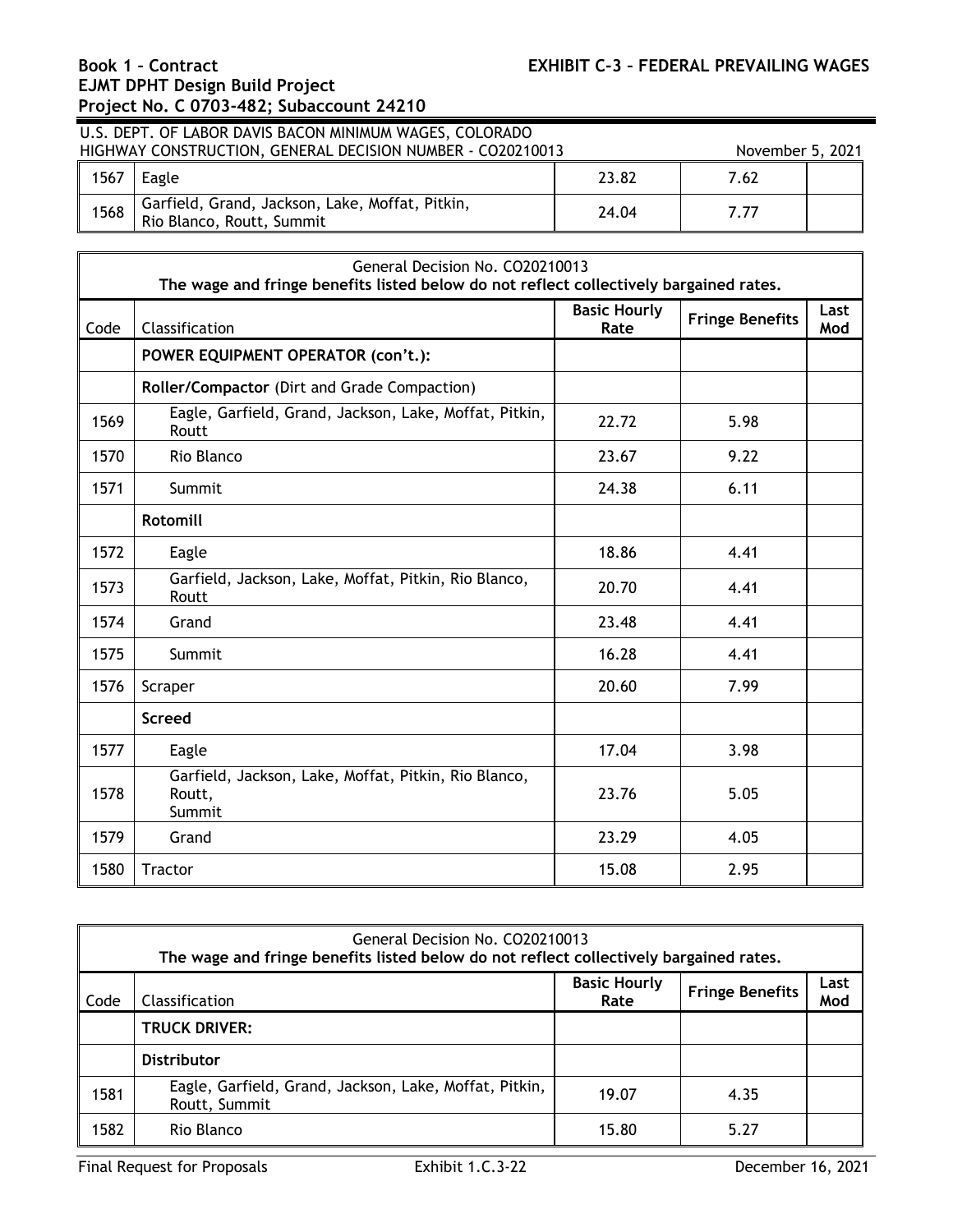U.S. DEPT. OF LABOR DAVIS BACON MINIMUM WAGES, COLORADO
HIGHWAY CONSTRUCTION, GENERAL DECISION NUMBER - CO20210013 November 5, 2021

| | | | | |
|---|---|---|---|---|
| 1567 | Eagle | 23.82 | 7.62 | |
| 1568 | Garfield, Grand, Jackson, Lake, Moffat, Pitkin, Rio Blanco, Routt, Summit | 24.04 | 7.77 | |

General Decision No. CO20210013
**The wage and fringe benefits listed below do not reflect collectively bargained rates.**

| Code | Classification | Basic Hourly Rate | Fringe Benefits | Last Mod |
|---|---|---|---|---|
| | **POWER EQUIPMENT OPERATOR (con't.):** | | | |
| | **Roller/Compactor** (Dirt and Grade Compaction) | | | |
| 1569 | Eagle, Garfield, Grand, Jackson, Lake, Moffat, Pitkin, Routt | 22.72 | 5.98 | |
| 1570 | Rio Blanco | 23.67 | 9.22 | |
| 1571 | Summit | 24.38 | 6.11 | |
| | **Rotomill** | | | |
| 1572 | Eagle | 18.86 | 4.41 | |
| 1573 | Garfield, Jackson, Lake, Moffat, Pitkin, Rio Blanco, Routt | 20.70 | 4.41 | |
| 1574 | Grand | 23.48 | 4.41 | |
| 1575 | Summit | 16.28 | 4.41 | |
| 1576 | Scraper | 20.60 | 7.99 | |
| | **Screed** | | | |
| 1577 | Eagle | 17.04 | 3.98 | |
| 1578 | Garfield, Jackson, Lake, Moffat, Pitkin, Rio Blanco, Routt, Summit | 23.76 | 5.05 | |
| 1579 | Grand | 23.29 | 4.05 | |
| 1580 | Tractor | 15.08 | 2.95 | |

General Decision No. CO20210013
**The wage and fringe benefits listed below do not reflect collectively bargained rates.**

| Code | Classification | Basic Hourly Rate | Fringe Benefits | Last Mod |
|---|---|---|---|---|
| | **TRUCK DRIVER:** | | | |
| | **Distributor** | | | |
| 1581 | Eagle, Garfield, Grand, Jackson, Lake, Moffat, Pitkin, Routt, Summit | 19.07 | 4.35 | |
| 1582 | Rio Blanco | 15.80 | 5.27 | |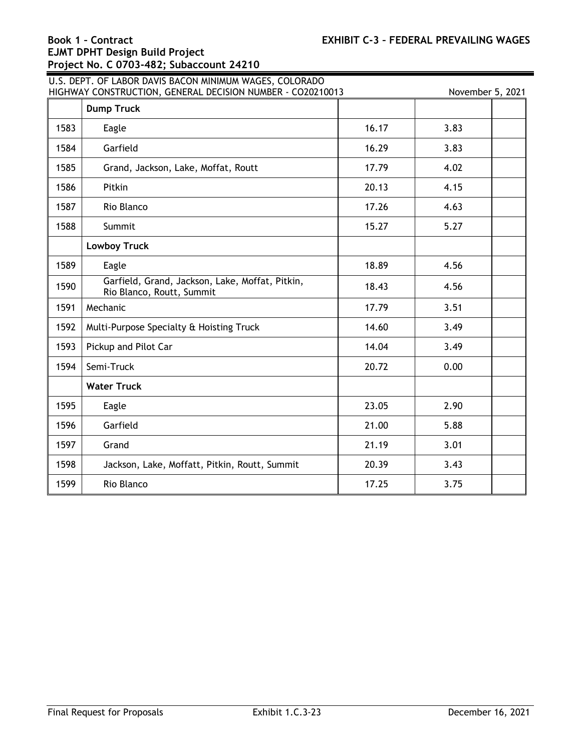U.S. DEPT. OF LABOR DAVIS BACON MINIMUM WAGES, COLORADO
HIGHWAY CONSTRUCTION, GENERAL DECISION NUMBER - CO20210013 November 5, 2021

| | | | | |
|---|---|---|---|---|
| | **Dump Truck** | | | |
| 1583 | Eagle | 16.17 | 3.83 | |
| 1584 | Garfield | 16.29 | 3.83 | |
| 1585 | Grand, Jackson, Lake, Moffat, Routt | 17.79 | 4.02 | |
| 1586 | Pitkin | 20.13 | 4.15 | |
| 1587 | Rio Blanco | 17.26 | 4.63 | |
| 1588 | Summit | 15.27 | 5.27 | |
| | **Lowboy Truck** | | | |
| 1589 | Eagle | 18.89 | 4.56 | |
| 1590 | Garfield, Grand, Jackson, Lake, Moffat, Pitkin, Rio Blanco, Routt, Summit | 18.43 | 4.56 | |
| 1591 | Mechanic | 17.79 | 3.51 | |
| 1592 | Multi-Purpose Specialty & Hoisting Truck | 14.60 | 3.49 | |
| 1593 | Pickup and Pilot Car | 14.04 | 3.49 | |
| 1594 | Semi-Truck | 20.72 | 0.00 | |
| | **Water Truck** | | | |
| 1595 | Eagle | 23.05 | 2.90 | |
| 1596 | Garfield | 21.00 | 5.88 | |
| 1597 | Grand | 21.19 | 3.01 | |
| 1598 | Jackson, Lake, Moffatt, Pitkin, Routt, Summit | 20.39 | 3.43 | |
| 1599 | Rio Blanco | 17.25 | 3.75 | |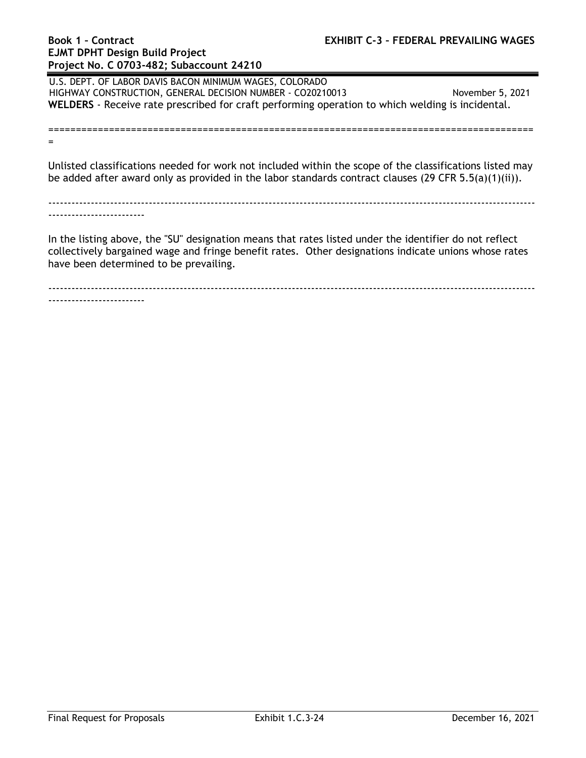U.S. DEPT. OF LABOR DAVIS BACON MINIMUM WAGES, COLORADO
HIGHWAY CONSTRUCTION, GENERAL DECISION NUMBER - CO20210013 November 5, 2021

**WELDERS** - Receive rate prescribed for craft performing operation to which welding is incidental.

================================================================================

Unlisted classifications needed for work not included within the scope of the classifications listed may be added after award only as provided in the labor standards contract clauses (29 CFR 5.5(a)(1)(ii)).

--------------------------------------------------------------------------------

In the listing above, the "SU" designation means that rates listed under the identifier do not reflect collectively bargained wage and fringe benefit rates. Other designations indicate unions whose rates have been determined to be prevailing.

--------------------------------------------------------------------------------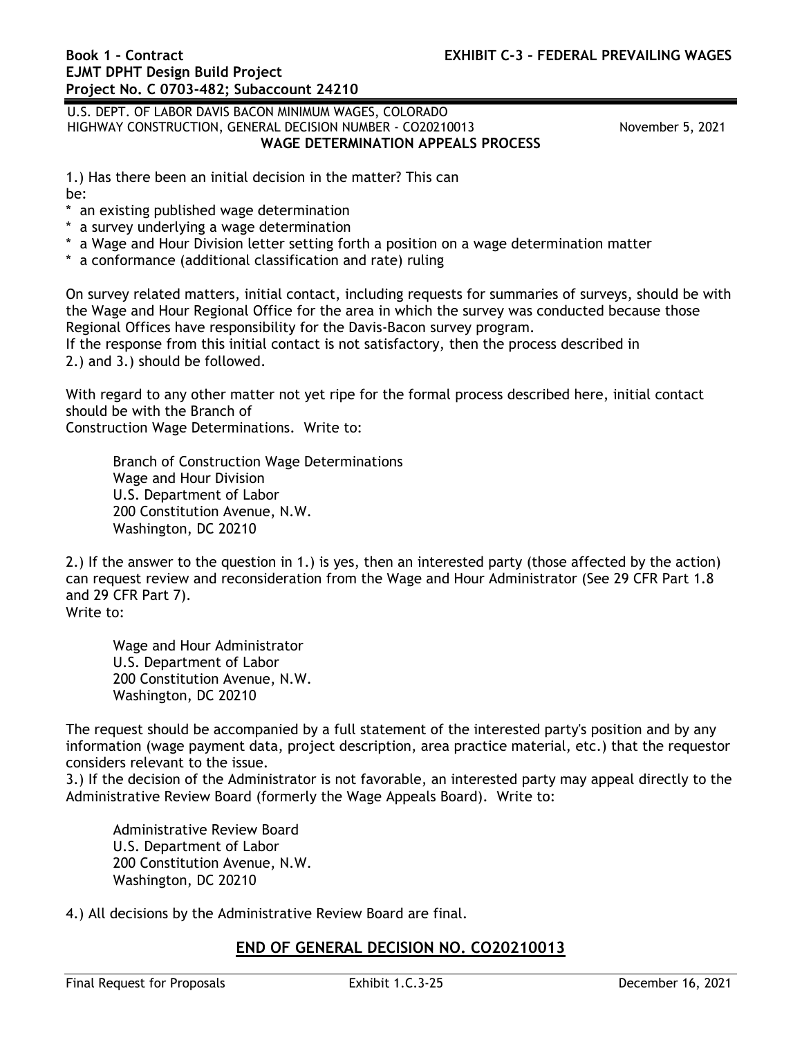U.S. DEPT. OF LABOR DAVIS BACON MINIMUM WAGES, COLORADO
HIGHWAY CONSTRUCTION, GENERAL DECISION NUMBER - CO20210013 November 5, 2021

**WAGE DETERMINATION APPEALS PROCESS**

1.) Has there been an initial decision in the matter? This can be:

* an existing published wage determination
* a survey underlying a wage determination
* a Wage and Hour Division letter setting forth a position on a wage determination matter
* a conformance (additional classification and rate) ruling

On survey related matters, initial contact, including requests for summaries of surveys, should be with the Wage and Hour Regional Office for the area in which the survey was conducted because those Regional Offices have responsibility for the Davis-Bacon survey program.
If the response from this initial contact is not satisfactory, then the process described in 2.) and 3.) should be followed.

With regard to any other matter not yet ripe for the formal process described here, initial contact should be with the Branch of Construction Wage Determinations. Write to:

Branch of Construction Wage Determinations
Wage and Hour Division
U.S. Department of Labor
200 Constitution Avenue, N.W.
Washington, DC 20210

2.) If the answer to the question in 1.) is yes, then an interested party (those affected by the action) can request review and reconsideration from the Wage and Hour Administrator (See 29 CFR Part 1.8 and 29 CFR Part 7).
Write to:

Wage and Hour Administrator
U.S. Department of Labor
200 Constitution Avenue, N.W.
Washington, DC 20210

The request should be accompanied by a full statement of the interested party's position and by any information (wage payment data, project description, area practice material, etc.) that the requestor considers relevant to the issue.

3.) If the decision of the Administrator is not favorable, an interested party may appeal directly to the Administrative Review Board (formerly the Wage Appeals Board). Write to:

Administrative Review Board
U.S. Department of Labor
200 Constitution Avenue, N.W.
Washington, DC 20210

4.) All decisions by the Administrative Review Board are final.

## **END OF GENERAL DECISION NO. CO20210013**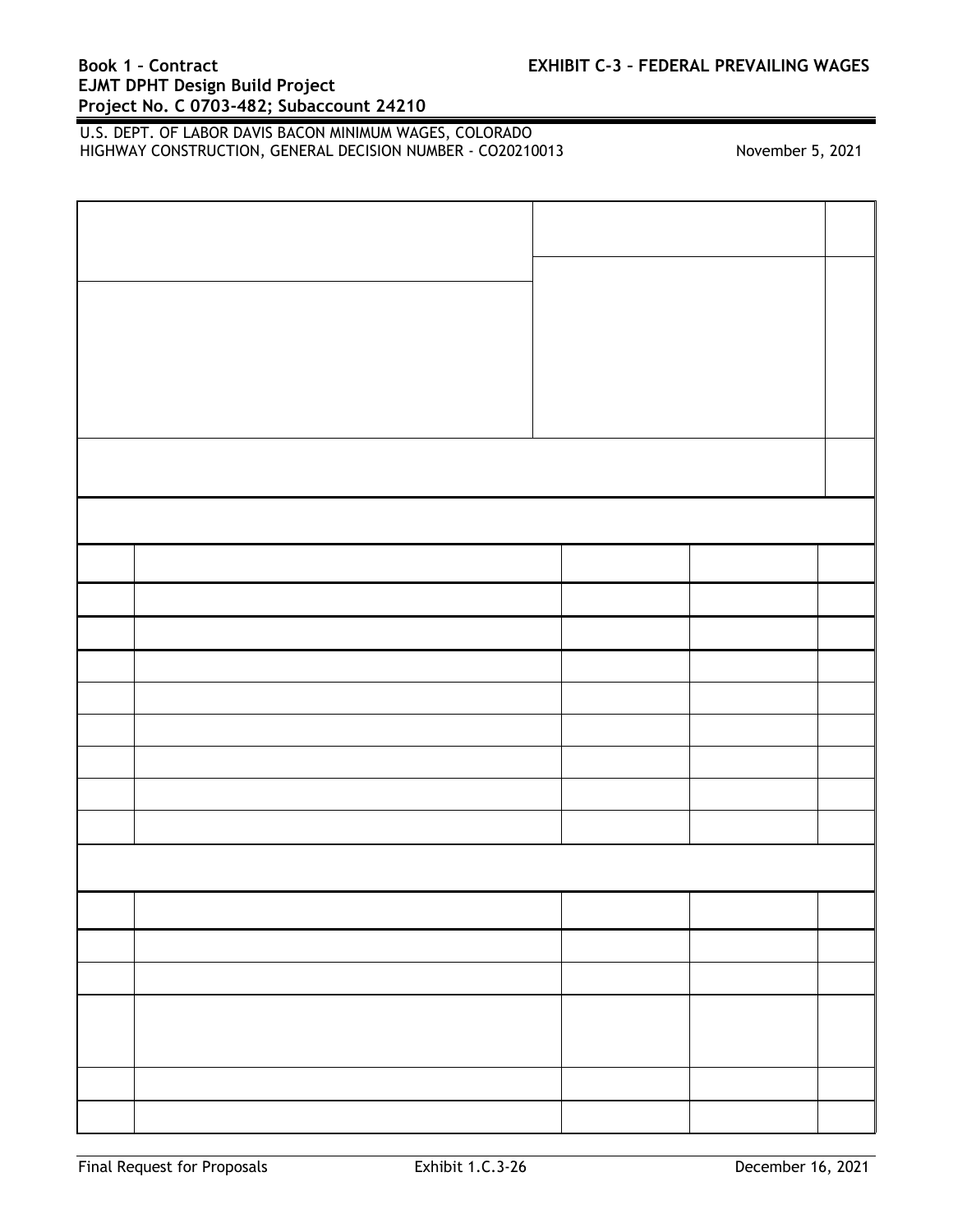U.S. DEPT. OF LABOR DAVIS BACON MINIMUM WAGES, COLORADO
HIGHWAY CONSTRUCTION, GENERAL DECISION NUMBER - CO20210013

November 5, 2021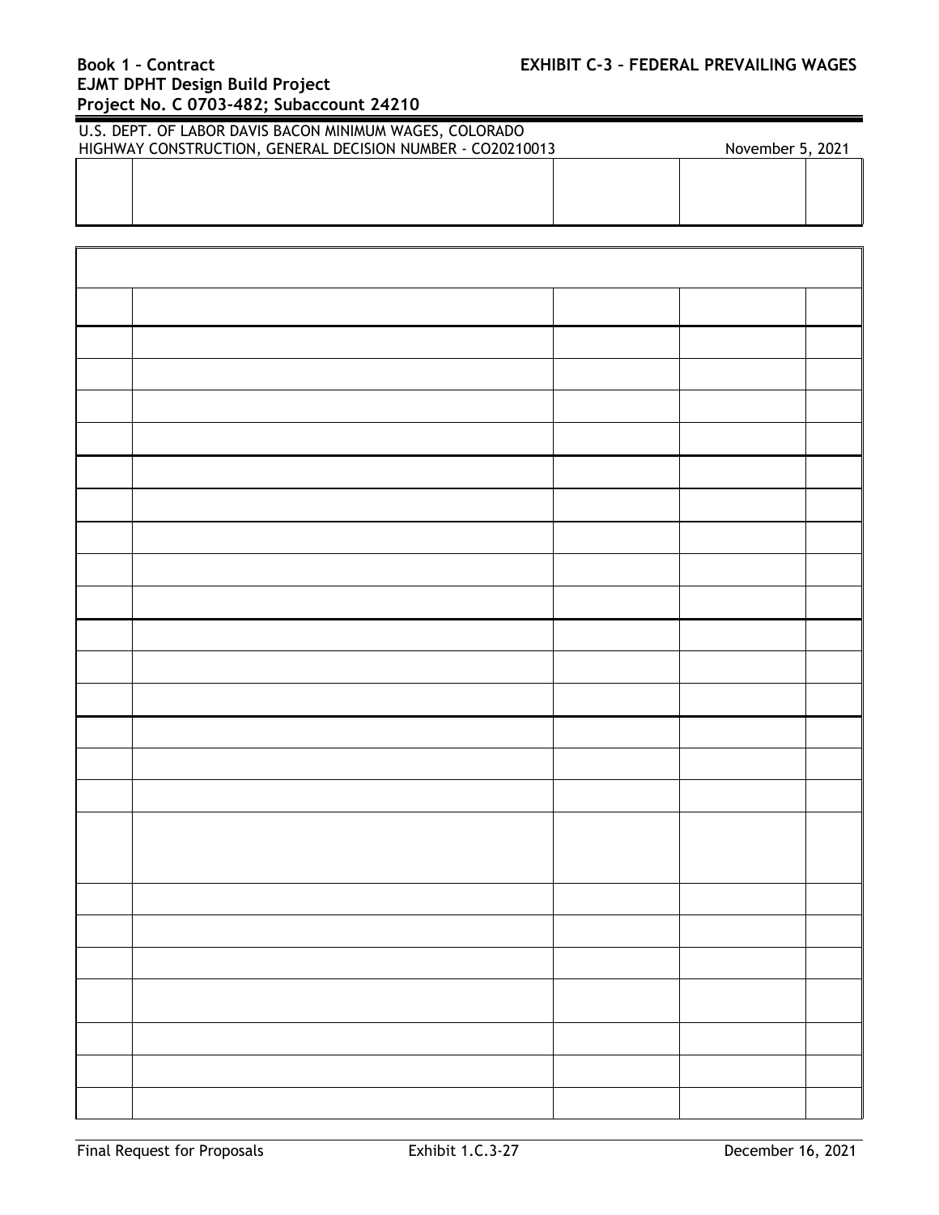U.S. DEPT. OF LABOR DAVIS BACON MINIMUM WAGES, COLORADO HIGHWAY CONSTRUCTION, GENERAL DECISION NUMBER - CO20210013

November 5, 2021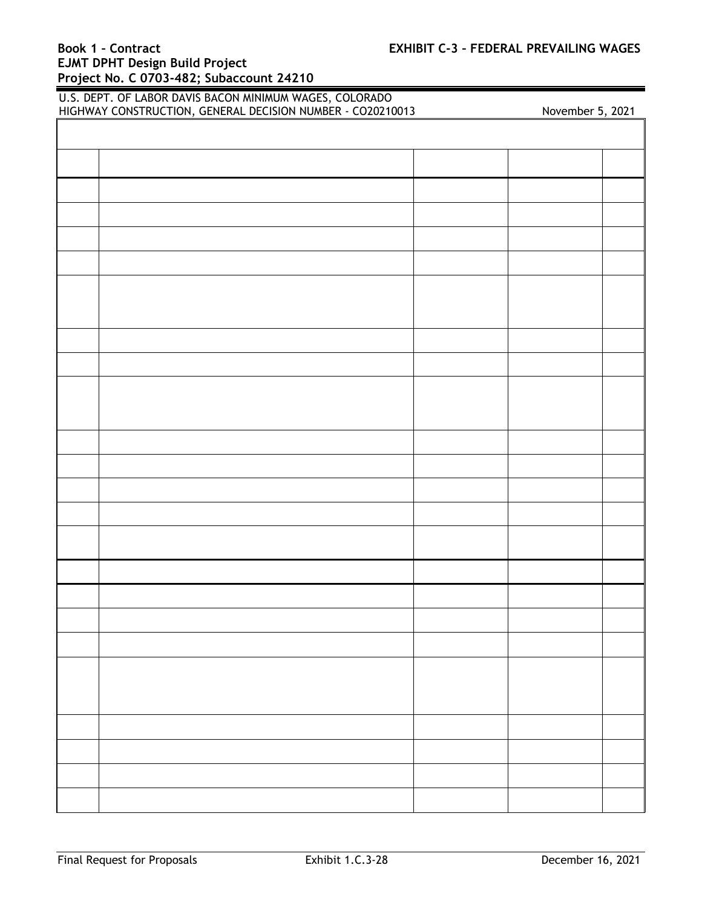U.S. DEPT. OF LABOR DAVIS BACON MINIMUM WAGES, COLORADO
HIGHWAY CONSTRUCTION, GENERAL DECISION NUMBER - CO20210013 November 5, 2021

| | | | | |
|---|---|---|---|---|
| | | | | |
| | | | | |
| | | | | |
| | | | | |
| | | | | |
| | | | | |
| | | | | |
| | | | | |
| | | | | |
| | | | | |
| | | | | |
| | | | | |
| | | | | |
| | | | | |
| | | | | |
| | | | | |
| | | | | |
| | | | | |
| | | | | |
| | | | | |
| | | | | |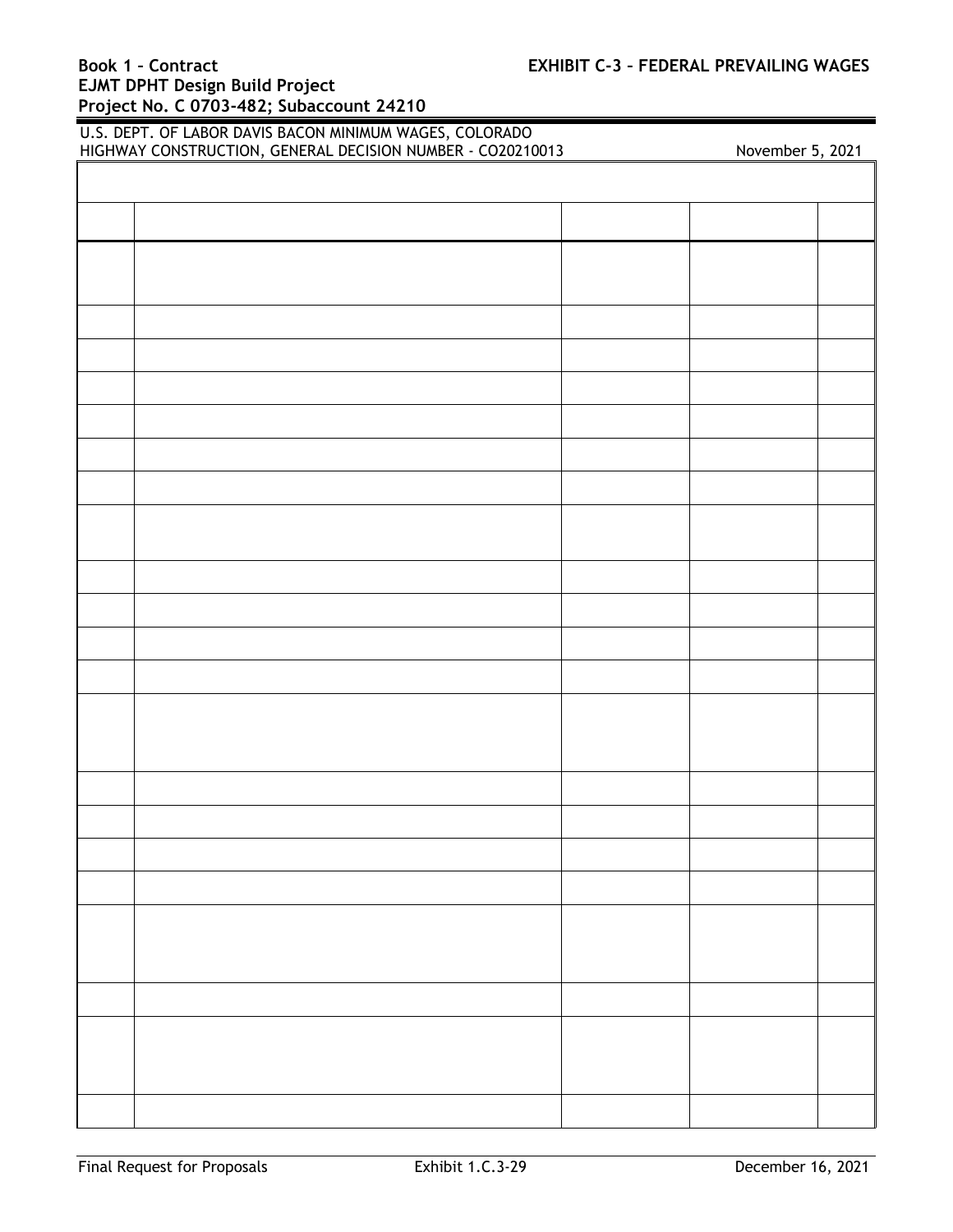U.S. DEPT. OF LABOR DAVIS BACON MINIMUM WAGES, COLORADO HIGHWAY CONSTRUCTION, GENERAL DECISION NUMBER - CO20210013 November 5, 2021

| | | | | |
|---|---|---|---|---|
| | | | | |
| | | | | |
| | | | | |
| | | | | |
| | | | | |
| | | | | |
| | | | | |
| | | | | |
| | | | | |
| | | | | |
| | | | | |
| | | | | |
| | | | | |
| | | | | |
| | | | | |
| | | | | |
| | | | | |
| | | | | |
| | | | | |
| | | | | |
| | | | | |
| | | | | |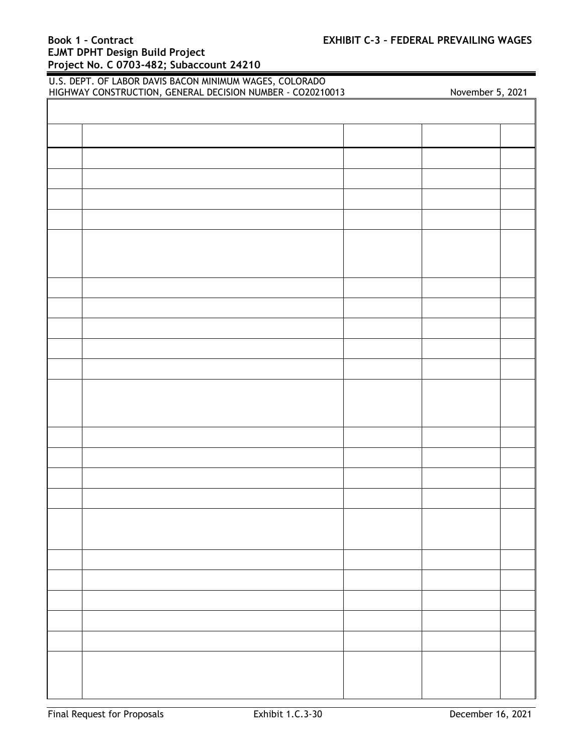U.S. DEPT. OF LABOR DAVIS BACON MINIMUM WAGES, COLORADO
HIGHWAY CONSTRUCTION, GENERAL DECISION NUMBER - CO20210013 November 5, 2021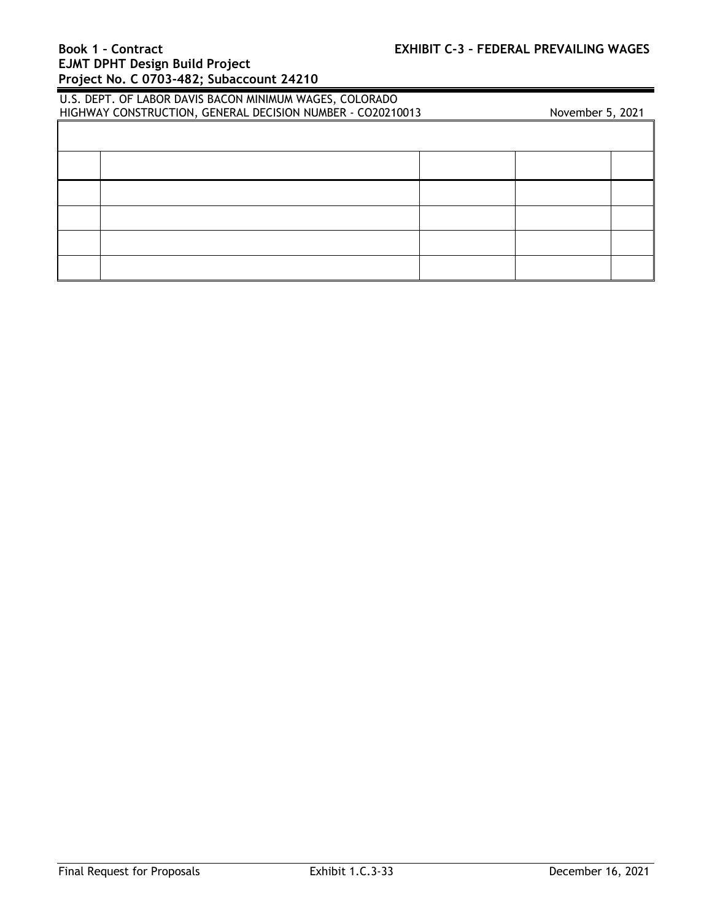U.S. DEPT. OF LABOR DAVIS BACON MINIMUM WAGES, COLORADO
HIGHWAY CONSTRUCTION, GENERAL DECISION NUMBER - CO20210013 November 5, 2021

| | | | | |
|---|---|---|---|---|
| | | | | |
| | | | | |
| | | | | |
| | | | | |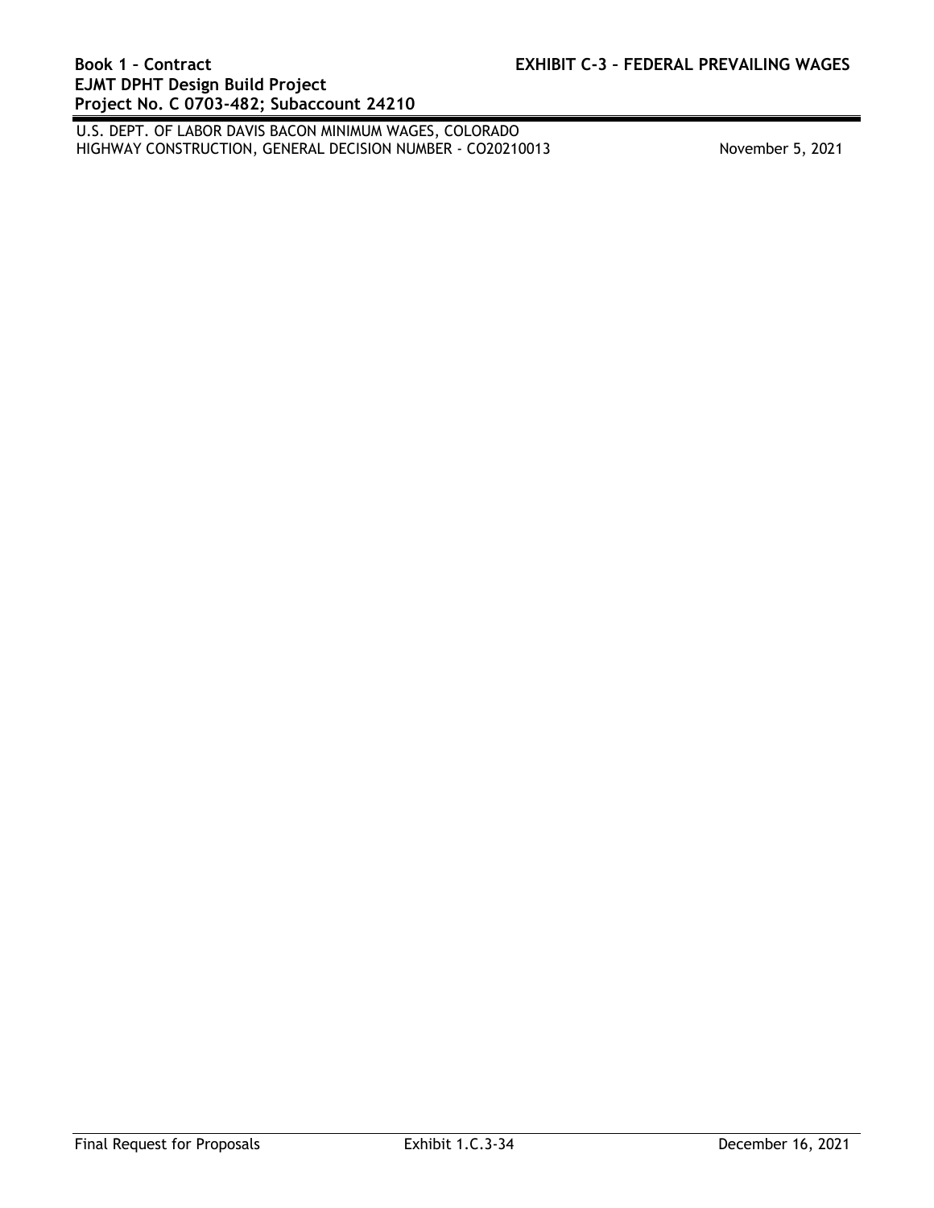U.S. DEPT. OF LABOR DAVIS BACON MINIMUM WAGES, COLORADO HIGHWAY CONSTRUCTION, GENERAL DECISION NUMBER - CO20210013

November 5, 2021